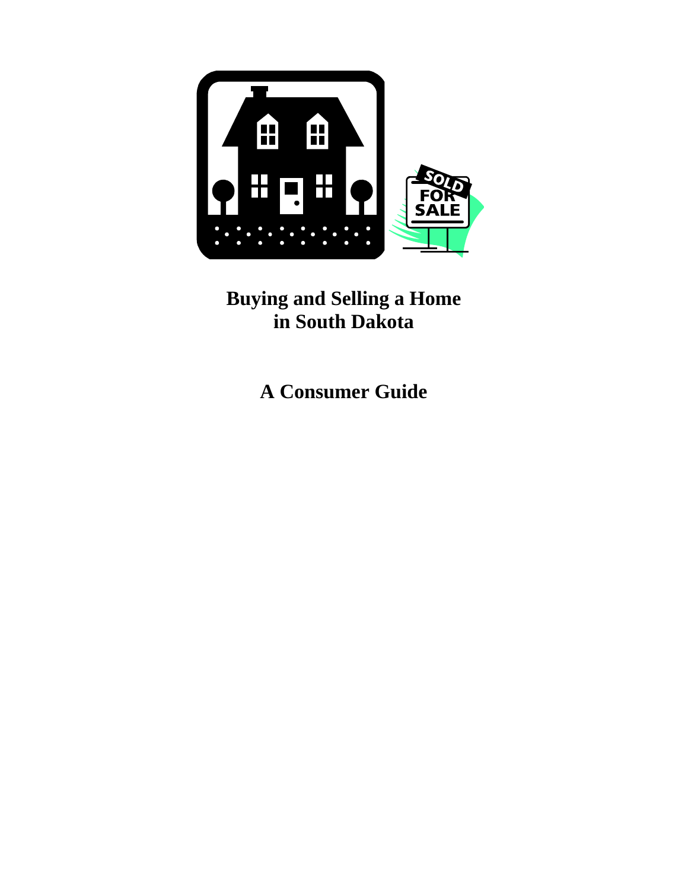# Buying and Selling a Home in South Dakota

## A Consumer Guide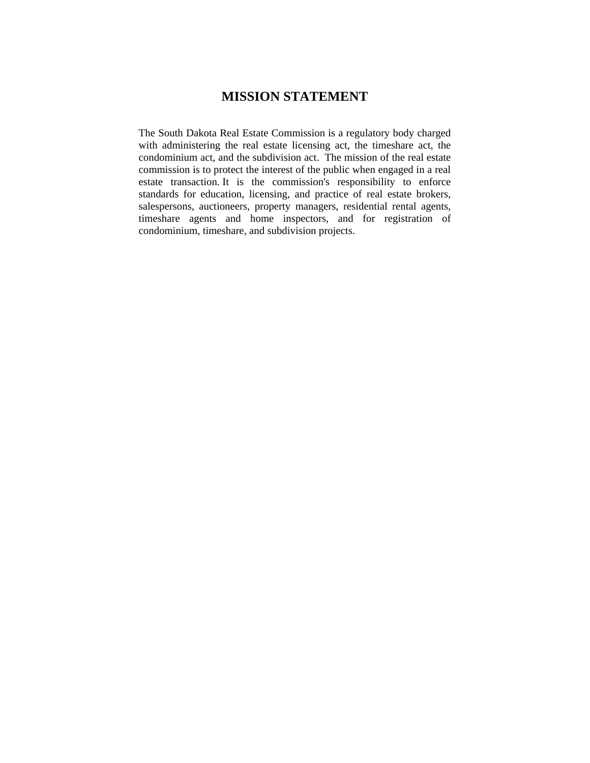# MISSION STATEMENT

The South Dakota Real Estate Commission is a regulatory body charged with administering the real estate licensing act, the timeshare act, the condominium act, and the subdivision act. The mission of the real estate commission is to protect the interest of the public when engaged in a real estate transaction. It is the commission's responsibility to enforce standards for education, licensing, and practice of real estate brokers, salespersons, auctioneers, property managers, residential rental agents, timeshare agents and home inspectors, and for registration of condominium, timeshare, and subdivision projects.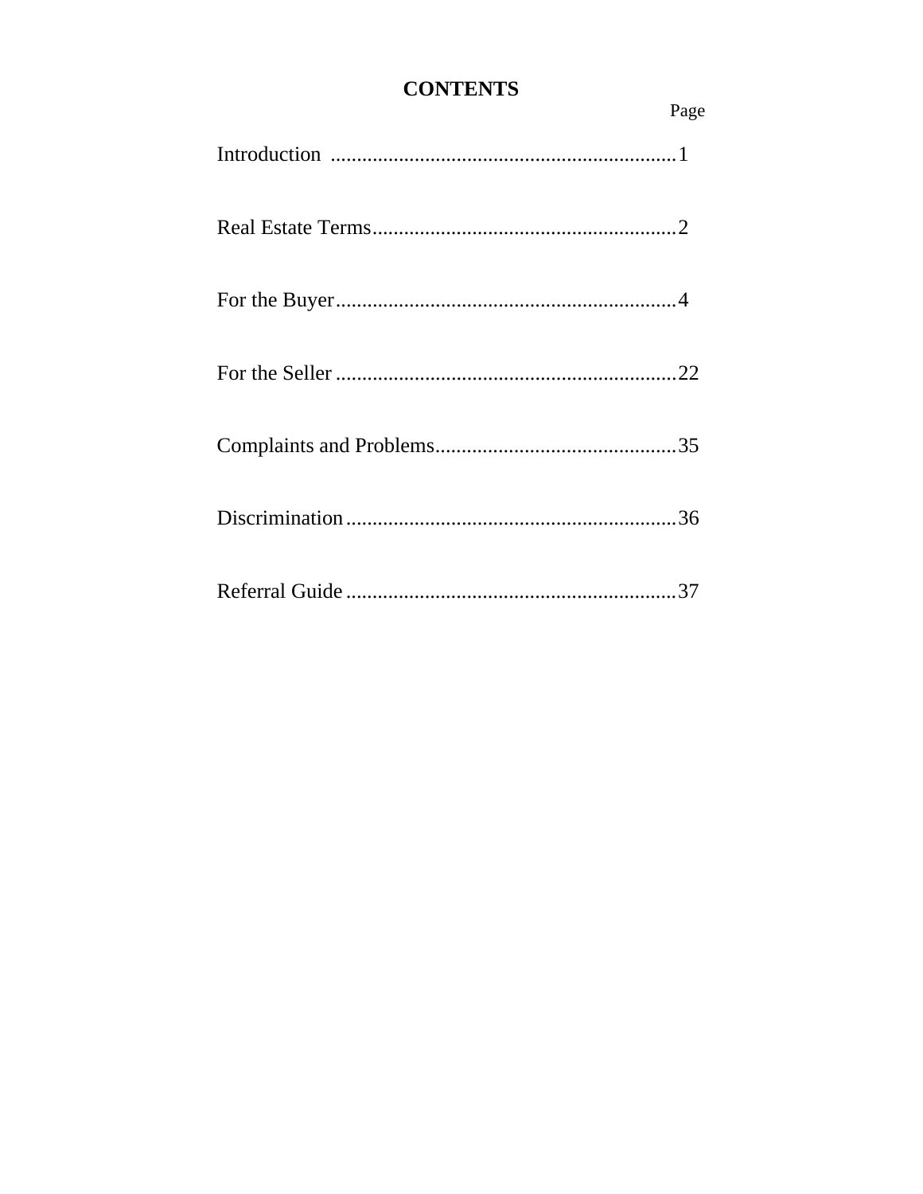# CONTENTS

| | Page |
|---|---|
| Introduction | 1 |
| Real Estate Terms | 2 |
| For the Buyer | 4 |
| For the Seller | 22 |
| Complaints and Problems | 35 |
| Discrimination | 36 |
| Referral Guide | 37 |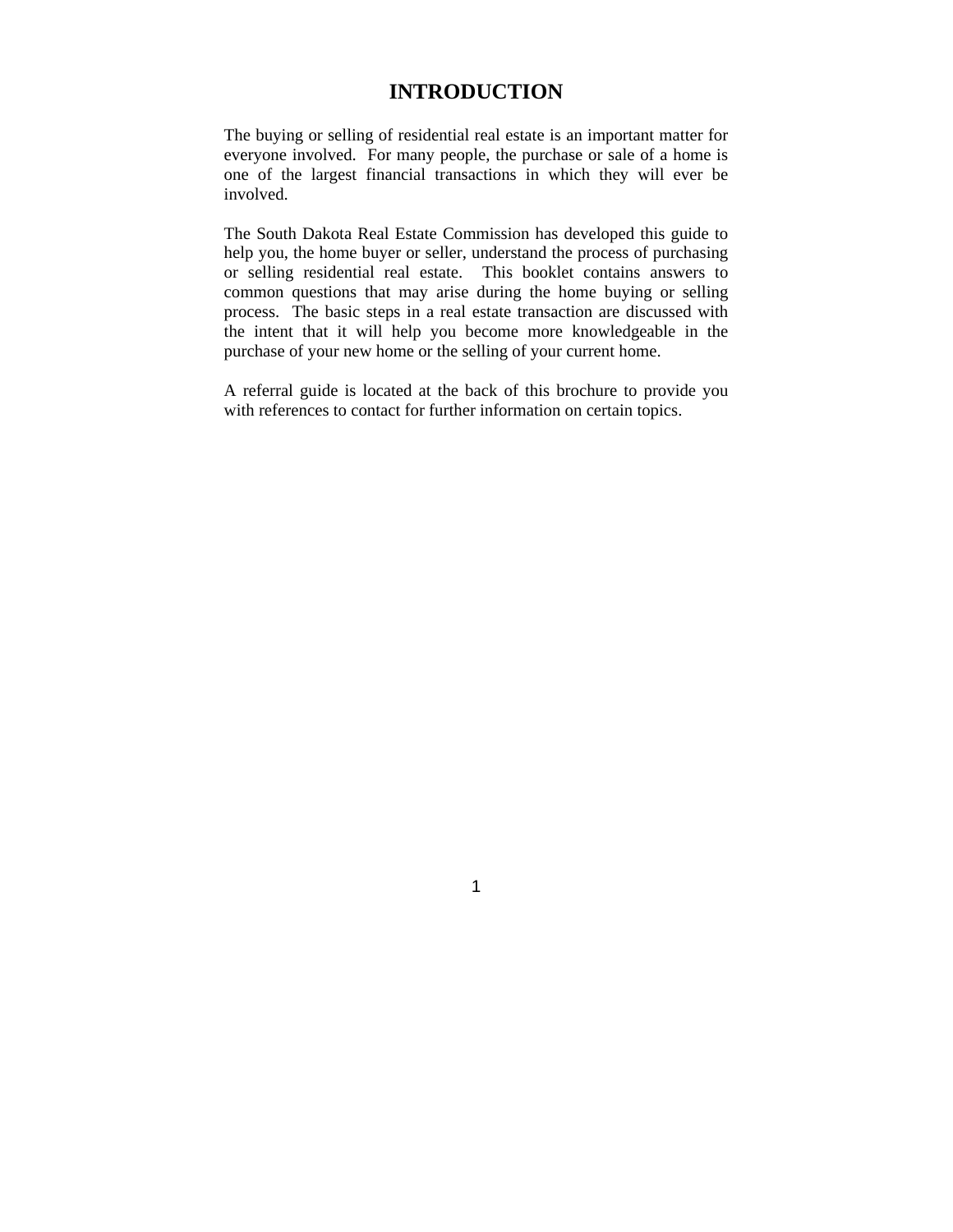# INTRODUCTION

The buying or selling of residential real estate is an important matter for everyone involved. For many people, the purchase or sale of a home is one of the largest financial transactions in which they will ever be involved.

The South Dakota Real Estate Commission has developed this guide to help you, the home buyer or seller, understand the process of purchasing or selling residential real estate. This booklet contains answers to common questions that may arise during the home buying or selling process. The basic steps in a real estate transaction are discussed with the intent that it will help you become more knowledgeable in the purchase of your new home or the selling of your current home.

A referral guide is located at the back of this brochure to provide you with references to contact for further information on certain topics.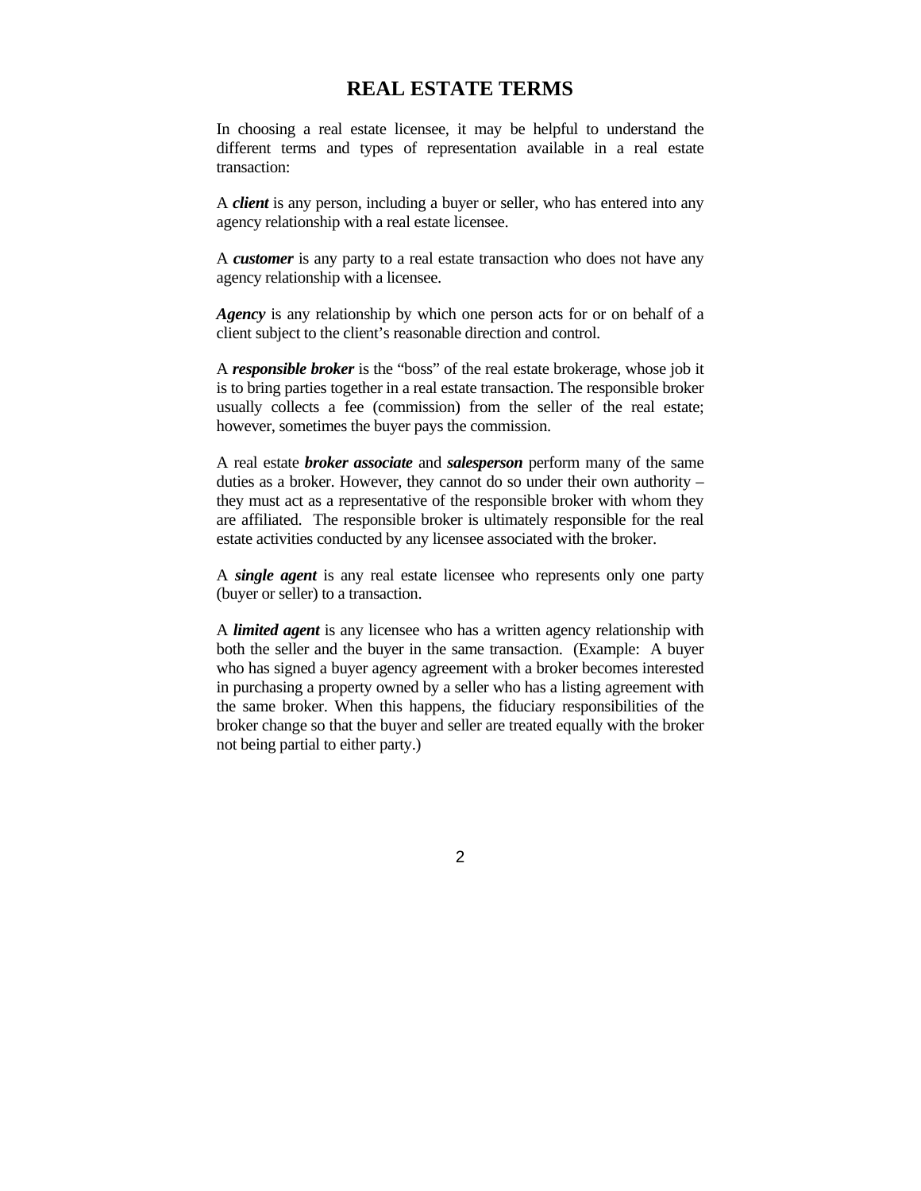# REAL ESTATE TERMS

In choosing a real estate licensee, it may be helpful to understand the different terms and types of representation available in a real estate transaction:

A ***client*** is any person, including a buyer or seller, who has entered into any agency relationship with a real estate licensee.

A ***customer*** is any party to a real estate transaction who does not have any agency relationship with a licensee.

***Agency*** is any relationship by which one person acts for or on behalf of a client subject to the client's reasonable direction and control.

A ***responsible broker*** is the "boss" of the real estate brokerage, whose job it is to bring parties together in a real estate transaction. The responsible broker usually collects a fee (commission) from the seller of the real estate; however, sometimes the buyer pays the commission.

A real estate ***broker associate*** and ***salesperson*** perform many of the same duties as a broker. However, they cannot do so under their own authority – they must act as a representative of the responsible broker with whom they are affiliated. The responsible broker is ultimately responsible for the real estate activities conducted by any licensee associated with the broker.

A ***single agent*** is any real estate licensee who represents only one party (buyer or seller) to a transaction.

A ***limited agent*** is any licensee who has a written agency relationship with both the seller and the buyer in the same transaction. (Example: A buyer who has signed a buyer agency agreement with a broker becomes interested in purchasing a property owned by a seller who has a listing agreement with the same broker. When this happens, the fiduciary responsibilities of the broker change so that the buyer and seller are treated equally with the broker not being partial to either party.)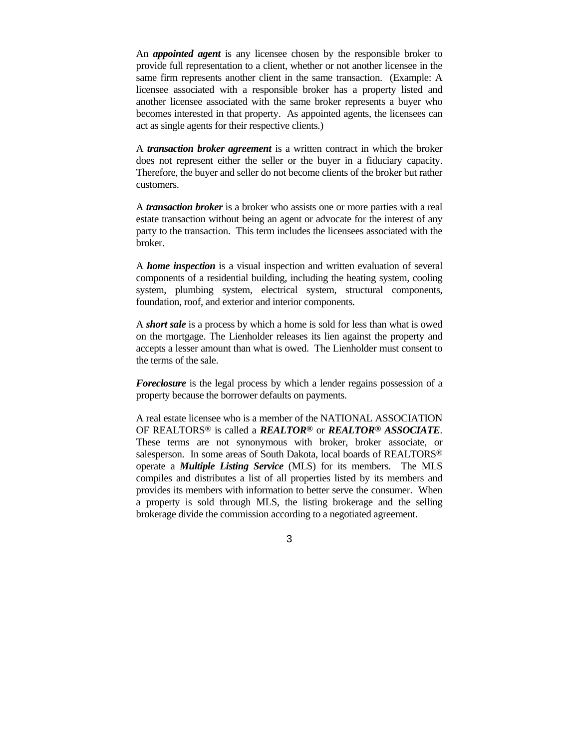An ***appointed agent*** is any licensee chosen by the responsible broker to provide full representation to a client, whether or not another licensee in the same firm represents another client in the same transaction. (Example: A licensee associated with a responsible broker has a property listed and another licensee associated with the same broker represents a buyer who becomes interested in that property. As appointed agents, the licensees can act as single agents for their respective clients.)

A ***transaction broker agreement*** is a written contract in which the broker does not represent either the seller or the buyer in a fiduciary capacity. Therefore, the buyer and seller do not become clients of the broker but rather customers.

A ***transaction broker*** is a broker who assists one or more parties with a real estate transaction without being an agent or advocate for the interest of any party to the transaction. This term includes the licensees associated with the broker.

A ***home inspection*** is a visual inspection and written evaluation of several components of a residential building, including the heating system, cooling system, plumbing system, electrical system, structural components, foundation, roof, and exterior and interior components.

A ***short sale*** is a process by which a home is sold for less than what is owed on the mortgage. The Lienholder releases its lien against the property and accepts a lesser amount than what is owed. The Lienholder must consent to the terms of the sale.

***Foreclosure*** is the legal process by which a lender regains possession of a property because the borrower defaults on payments.

A real estate licensee who is a member of the NATIONAL ASSOCIATION OF REALTORS® is called a ***REALTOR®*** or ***REALTOR® ASSOCIATE***. These terms are not synonymous with broker, broker associate, or salesperson. In some areas of South Dakota, local boards of REALTORS® operate a ***Multiple Listing Service*** (MLS) for its members. The MLS compiles and distributes a list of all properties listed by its members and provides its members with information to better serve the consumer. When a property is sold through MLS, the listing brokerage and the selling brokerage divide the commission according to a negotiated agreement.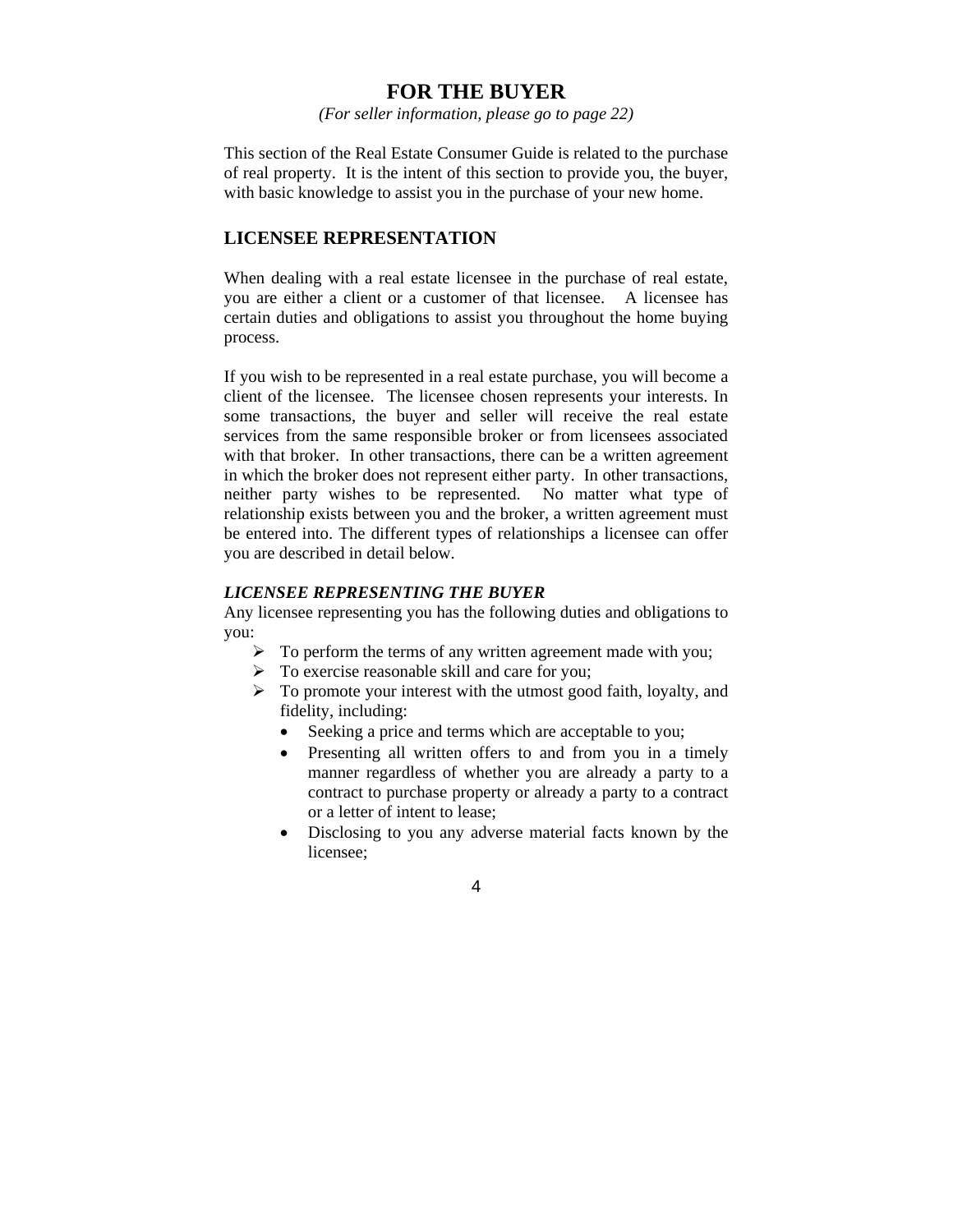# FOR THE BUYER

*(For seller information, please go to page 22)*

This section of the Real Estate Consumer Guide is related to the purchase of real property. It is the intent of this section to provide you, the buyer, with basic knowledge to assist you in the purchase of your new home.

## LICENSEE REPRESENTATION

When dealing with a real estate licensee in the purchase of real estate, you are either a client or a customer of that licensee. A licensee has certain duties and obligations to assist you throughout the home buying process.

If you wish to be represented in a real estate purchase, you will become a client of the licensee. The licensee chosen represents your interests. In some transactions, the buyer and seller will receive the real estate services from the same responsible broker or from licensees associated with that broker. In other transactions, there can be a written agreement in which the broker does not represent either party. In other transactions, neither party wishes to be represented. No matter what type of relationship exists between you and the broker, a written agreement must be entered into. The different types of relationships a licensee can offer you are described in detail below.

### *LICENSEE REPRESENTING THE BUYER*

Any licensee representing you has the following duties and obligations to you:

- To perform the terms of any written agreement made with you;
- To exercise reasonable skill and care for you;
- To promote your interest with the utmost good faith, loyalty, and fidelity, including:
  - Seeking a price and terms which are acceptable to you;
  - Presenting all written offers to and from you in a timely manner regardless of whether you are already a party to a contract to purchase property or already a party to a contract or a letter of intent to lease;
  - Disclosing to you any adverse material facts known by the licensee;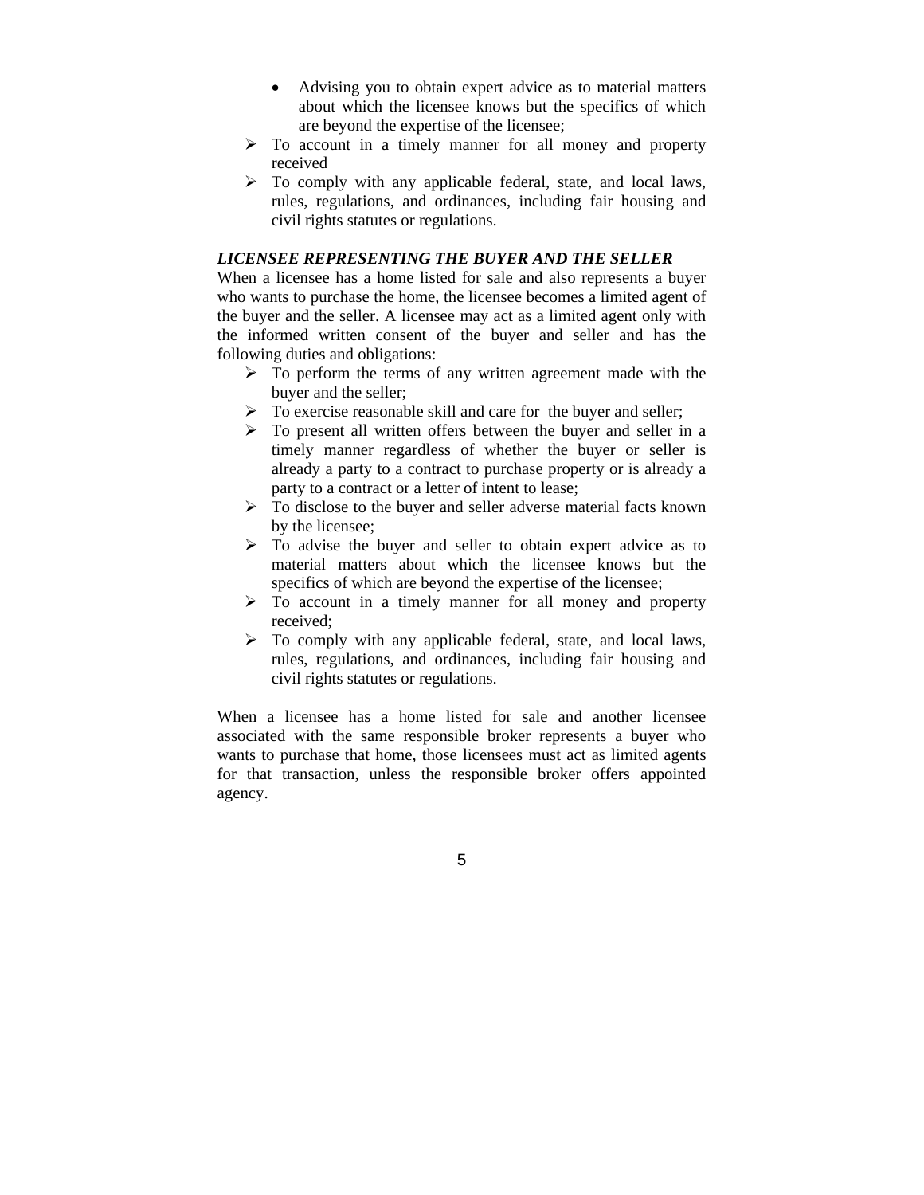- Advising you to obtain expert advice as to material matters about which the licensee knows but the specifics of which are beyond the expertise of the licensee;
- To account in a timely manner for all money and property received
- To comply with any applicable federal, state, and local laws, rules, regulations, and ordinances, including fair housing and civil rights statutes or regulations.

***LICENSEE REPRESENTING THE BUYER AND THE SELLER***

When a licensee has a home listed for sale and also represents a buyer who wants to purchase the home, the licensee becomes a limited agent of the buyer and the seller. A licensee may act as a limited agent only with the informed written consent of the buyer and seller and has the following duties and obligations:

- To perform the terms of any written agreement made with the buyer and the seller;
- To exercise reasonable skill and care for the buyer and seller;
- To present all written offers between the buyer and seller in a timely manner regardless of whether the buyer or seller is already a party to a contract to purchase property or is already a party to a contract or a letter of intent to lease;
- To disclose to the buyer and seller adverse material facts known by the licensee;
- To advise the buyer and seller to obtain expert advice as to material matters about which the licensee knows but the specifics of which are beyond the expertise of the licensee;
- To account in a timely manner for all money and property received;
- To comply with any applicable federal, state, and local laws, rules, regulations, and ordinances, including fair housing and civil rights statutes or regulations.

When a licensee has a home listed for sale and another licensee associated with the same responsible broker represents a buyer who wants to purchase that home, those licensees must act as limited agents for that transaction, unless the responsible broker offers appointed agency.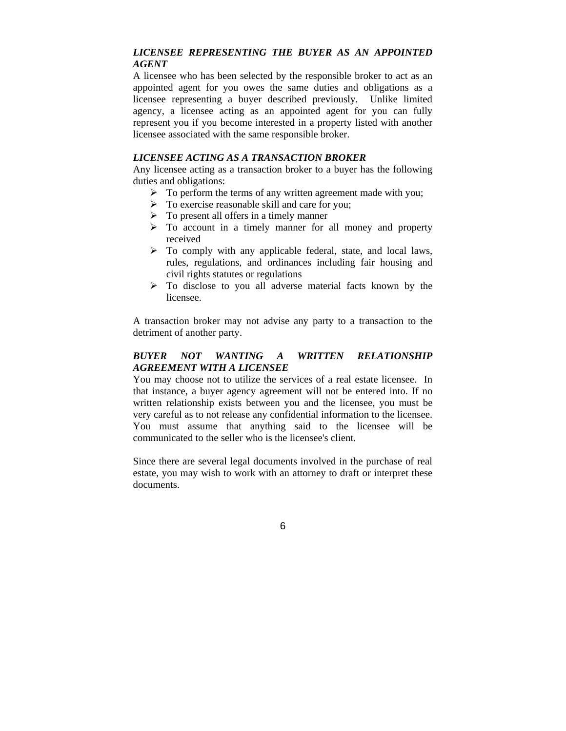### *LICENSEE REPRESENTING THE BUYER AS AN APPOINTED AGENT*

A licensee who has been selected by the responsible broker to act as an appointed agent for you owes the same duties and obligations as a licensee representing a buyer described previously. Unlike limited agency, a licensee acting as an appointed agent for you can fully represent you if you become interested in a property listed with another licensee associated with the same responsible broker.

### *LICENSEE ACTING AS A TRANSACTION BROKER*

Any licensee acting as a transaction broker to a buyer has the following duties and obligations:

- To perform the terms of any written agreement made with you;
- To exercise reasonable skill and care for you;
- To present all offers in a timely manner
- To account in a timely manner for all money and property received
- To comply with any applicable federal, state, and local laws, rules, regulations, and ordinances including fair housing and civil rights statutes or regulations
- To disclose to you all adverse material facts known by the licensee.

A transaction broker may not advise any party to a transaction to the detriment of another party.

### *BUYER NOT WANTING A WRITTEN RELATIONSHIP AGREEMENT WITH A LICENSEE*

You may choose not to utilize the services of a real estate licensee. In that instance, a buyer agency agreement will not be entered into. If no written relationship exists between you and the licensee, you must be very careful as to not release any confidential information to the licensee. You must assume that anything said to the licensee will be communicated to the seller who is the licensee's client.

Since there are several legal documents involved in the purchase of real estate, you may wish to work with an attorney to draft or interpret these documents.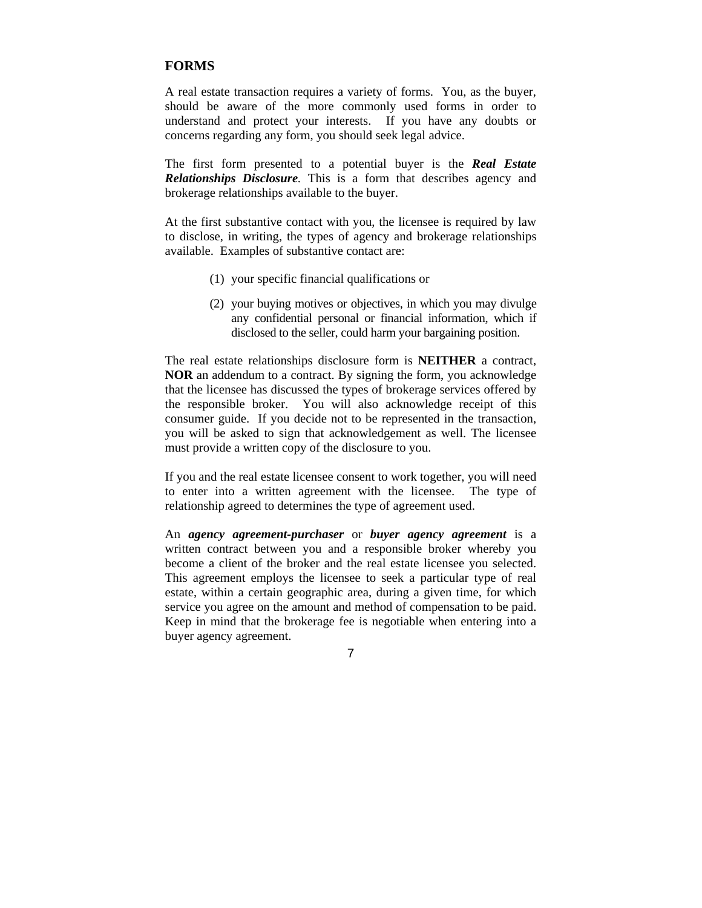## FORMS

A real estate transaction requires a variety of forms. You, as the buyer, should be aware of the more commonly used forms in order to understand and protect your interests. If you have any doubts or concerns regarding any form, you should seek legal advice.

The first form presented to a potential buyer is the ***Real Estate Relationships Disclosure***. This is a form that describes agency and brokerage relationships available to the buyer.

At the first substantive contact with you, the licensee is required by law to disclose, in writing, the types of agency and brokerage relationships available. Examples of substantive contact are:

(1) your specific financial qualifications or

(2) your buying motives or objectives, in which you may divulge any confidential personal or financial information, which if disclosed to the seller, could harm your bargaining position.

The real estate relationships disclosure form is **NEITHER** a contract, **NOR** an addendum to a contract. By signing the form, you acknowledge that the licensee has discussed the types of brokerage services offered by the responsible broker. You will also acknowledge receipt of this consumer guide. If you decide not to be represented in the transaction, you will be asked to sign that acknowledgement as well. The licensee must provide a written copy of the disclosure to you.

If you and the real estate licensee consent to work together, you will need to enter into a written agreement with the licensee. The type of relationship agreed to determines the type of agreement used.

An ***agency agreement-purchaser*** or ***buyer agency agreement*** is a written contract between you and a responsible broker whereby you become a client of the broker and the real estate licensee you selected. This agreement employs the licensee to seek a particular type of real estate, within a certain geographic area, during a given time, for which service you agree on the amount and method of compensation to be paid. Keep in mind that the brokerage fee is negotiable when entering into a buyer agency agreement.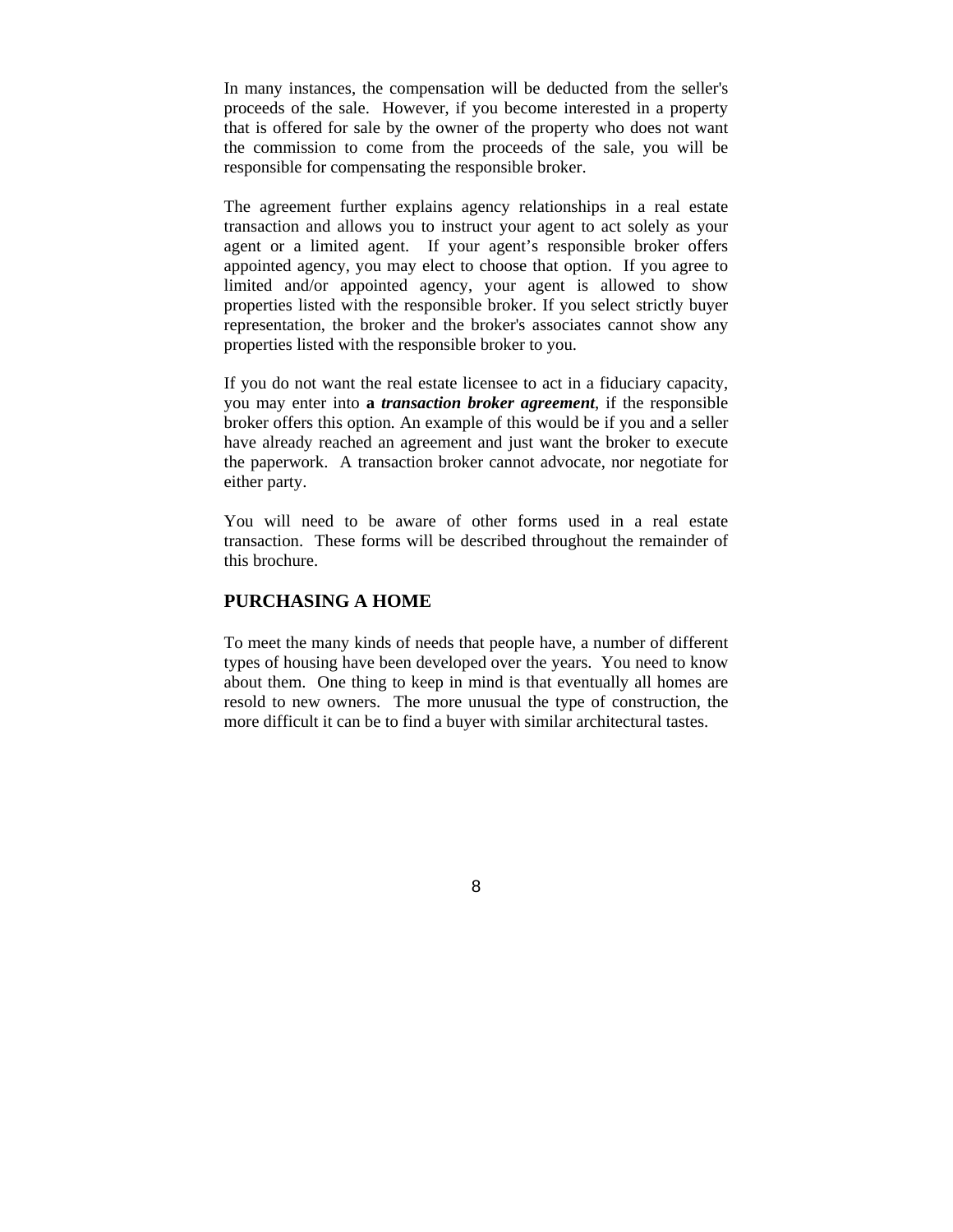In many instances, the compensation will be deducted from the seller's proceeds of the sale. However, if you become interested in a property that is offered for sale by the owner of the property who does not want the commission to come from the proceeds of the sale, you will be responsible for compensating the responsible broker.

The agreement further explains agency relationships in a real estate transaction and allows you to instruct your agent to act solely as your agent or a limited agent. If your agent's responsible broker offers appointed agency, you may elect to choose that option. If you agree to limited and/or appointed agency, your agent is allowed to show properties listed with the responsible broker. If you select strictly buyer representation, the broker and the broker's associates cannot show any properties listed with the responsible broker to you.

If you do not want the real estate licensee to act in a fiduciary capacity, you may enter into **a *transaction broker agreement***, if the responsible broker offers this option. An example of this would be if you and a seller have already reached an agreement and just want the broker to execute the paperwork. A transaction broker cannot advocate, nor negotiate for either party.

You will need to be aware of other forms used in a real estate transaction. These forms will be described throughout the remainder of this brochure.

## PURCHASING A HOME

To meet the many kinds of needs that people have, a number of different types of housing have been developed over the years. You need to know about them. One thing to keep in mind is that eventually all homes are resold to new owners. The more unusual the type of construction, the more difficult it can be to find a buyer with similar architectural tastes.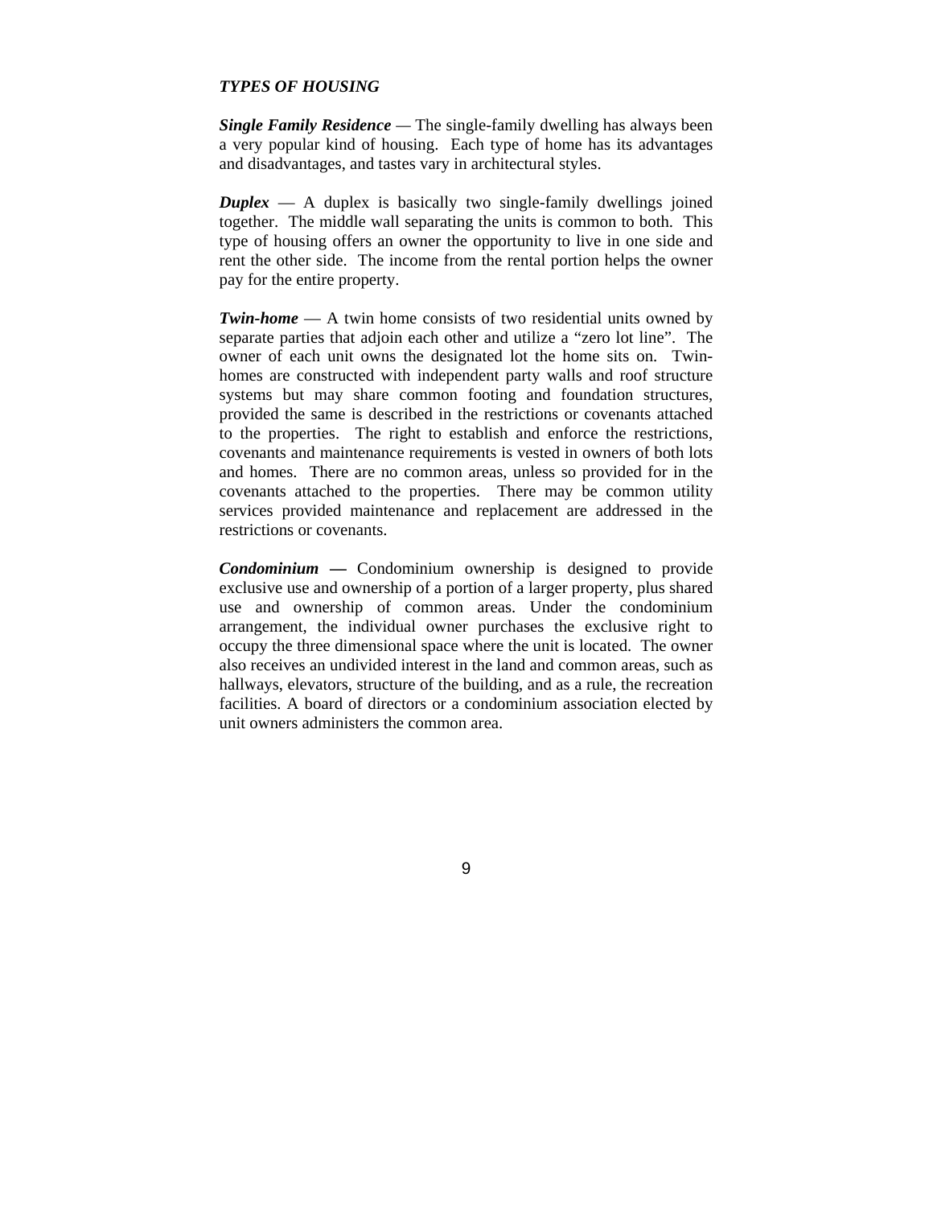## *TYPES OF HOUSING*

***Single Family Residence*** — The single-family dwelling has always been a very popular kind of housing. Each type of home has its advantages and disadvantages, and tastes vary in architectural styles.

***Duplex*** — A duplex is basically two single-family dwellings joined together. The middle wall separating the units is common to both. This type of housing offers an owner the opportunity to live in one side and rent the other side. The income from the rental portion helps the owner pay for the entire property.

***Twin-home*** — A twin home consists of two residential units owned by separate parties that adjoin each other and utilize a "zero lot line". The owner of each unit owns the designated lot the home sits on. Twin-homes are constructed with independent party walls and roof structure systems but may share common footing and foundation structures, provided the same is described in the restrictions or covenants attached to the properties. The right to establish and enforce the restrictions, covenants and maintenance requirements is vested in owners of both lots and homes. There are no common areas, unless so provided for in the covenants attached to the properties. There may be common utility services provided maintenance and replacement are addressed in the restrictions or covenants.

***Condominium* —** Condominium ownership is designed to provide exclusive use and ownership of a portion of a larger property, plus shared use and ownership of common areas. Under the condominium arrangement, the individual owner purchases the exclusive right to occupy the three dimensional space where the unit is located. The owner also receives an undivided interest in the land and common areas, such as hallways, elevators, structure of the building, and as a rule, the recreation facilities. A board of directors or a condominium association elected by unit owners administers the common area.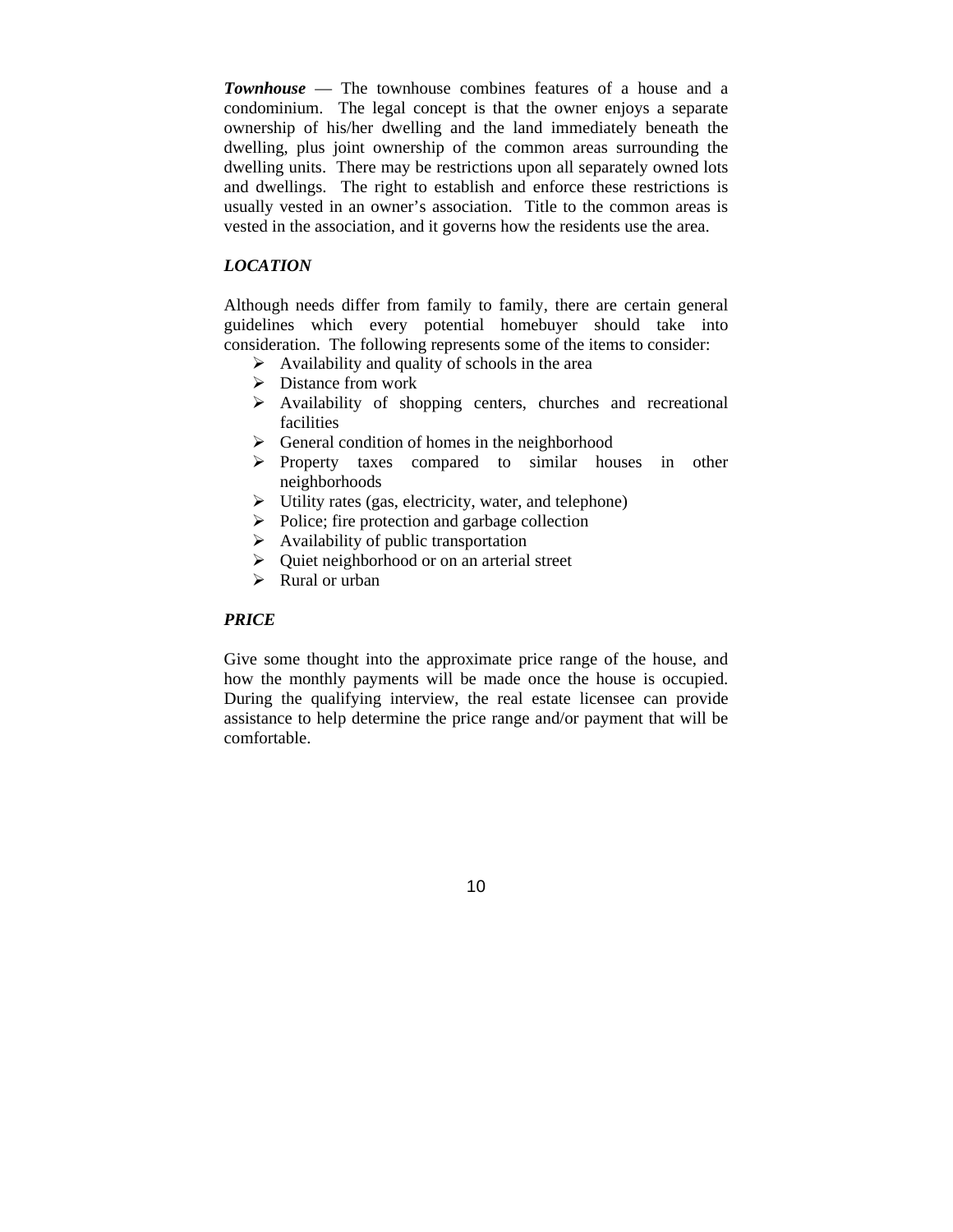***Townhouse*** — The townhouse combines features of a house and a condominium. The legal concept is that the owner enjoys a separate ownership of his/her dwelling and the land immediately beneath the dwelling, plus joint ownership of the common areas surrounding the dwelling units. There may be restrictions upon all separately owned lots and dwellings. The right to establish and enforce these restrictions is usually vested in an owner's association. Title to the common areas is vested in the association, and it governs how the residents use the area.

***LOCATION***

Although needs differ from family to family, there are certain general guidelines which every potential homebuyer should take into consideration. The following represents some of the items to consider:

- Availability and quality of schools in the area
- Distance from work
- Availability of shopping centers, churches and recreational facilities
- General condition of homes in the neighborhood
- Property taxes compared to similar houses in other neighborhoods
- Utility rates (gas, electricity, water, and telephone)
- Police; fire protection and garbage collection
- Availability of public transportation
- Quiet neighborhood or on an arterial street
- Rural or urban

***PRICE***

Give some thought into the approximate price range of the house, and how the monthly payments will be made once the house is occupied. During the qualifying interview, the real estate licensee can provide assistance to help determine the price range and/or payment that will be comfortable.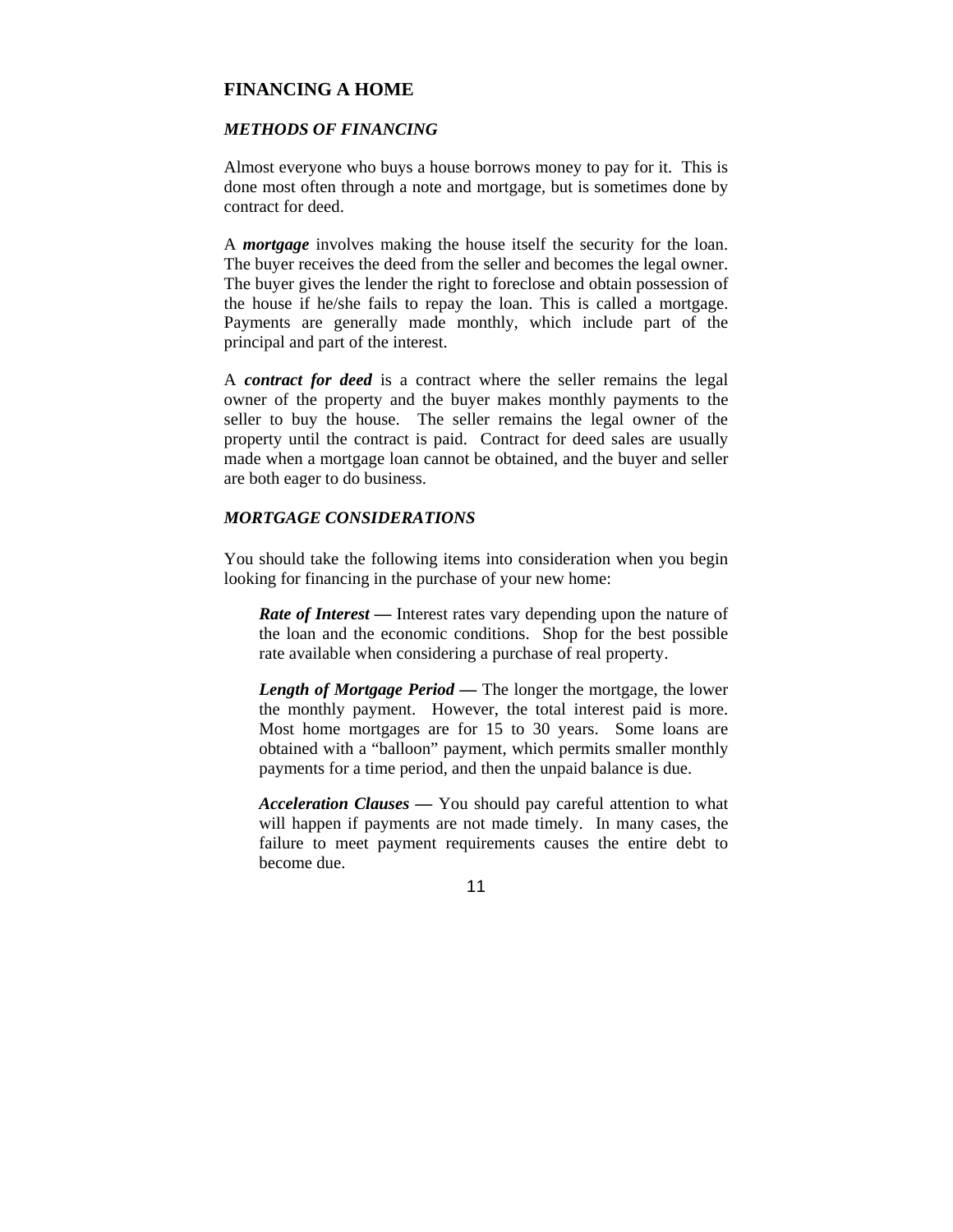## FINANCING A HOME

### *METHODS OF FINANCING*

Almost everyone who buys a house borrows money to pay for it. This is done most often through a note and mortgage, but is sometimes done by contract for deed.

A ***mortgage*** involves making the house itself the security for the loan. The buyer receives the deed from the seller and becomes the legal owner. The buyer gives the lender the right to foreclose and obtain possession of the house if he/she fails to repay the loan. This is called a mortgage. Payments are generally made monthly, which include part of the principal and part of the interest.

A ***contract for deed*** is a contract where the seller remains the legal owner of the property and the buyer makes monthly payments to the seller to buy the house. The seller remains the legal owner of the property until the contract is paid. Contract for deed sales are usually made when a mortgage loan cannot be obtained, and the buyer and seller are both eager to do business.

### *MORTGAGE CONSIDERATIONS*

You should take the following items into consideration when you begin looking for financing in the purchase of your new home:

> ***Rate of Interest* —** Interest rates vary depending upon the nature of the loan and the economic conditions. Shop for the best possible rate available when considering a purchase of real property.
>
> ***Length of Mortgage Period* —** The longer the mortgage, the lower the monthly payment. However, the total interest paid is more. Most home mortgages are for 15 to 30 years. Some loans are obtained with a "balloon" payment, which permits smaller monthly payments for a time period, and then the unpaid balance is due.
>
> ***Acceleration Clauses* —** You should pay careful attention to what will happen if payments are not made timely. In many cases, the failure to meet payment requirements causes the entire debt to become due.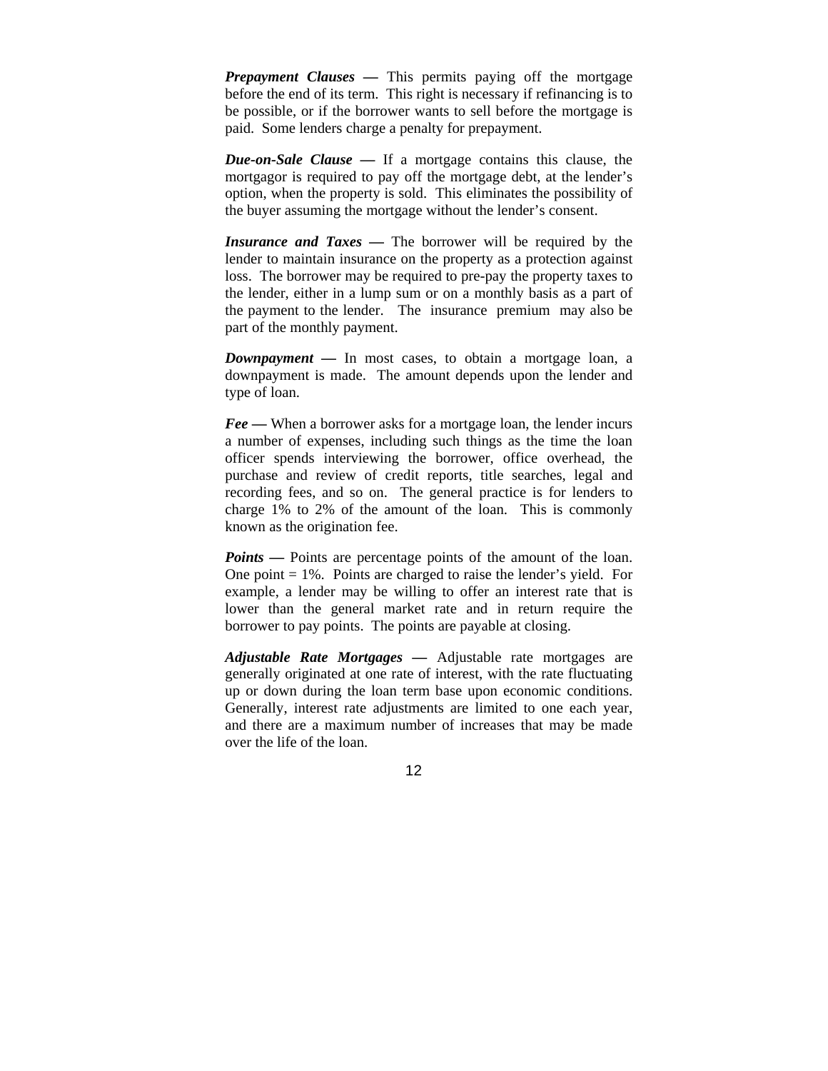***Prepayment Clauses —*** This permits paying off the mortgage before the end of its term. This right is necessary if refinancing is to be possible, or if the borrower wants to sell before the mortgage is paid. Some lenders charge a penalty for prepayment.

***Due-on-Sale Clause —*** If a mortgage contains this clause, the mortgagor is required to pay off the mortgage debt, at the lender's option, when the property is sold. This eliminates the possibility of the buyer assuming the mortgage without the lender's consent.

***Insurance and Taxes —*** The borrower will be required by the lender to maintain insurance on the property as a protection against loss. The borrower may be required to pre-pay the property taxes to the lender, either in a lump sum or on a monthly basis as a part of the payment to the lender. The insurance premium may also be part of the monthly payment.

***Downpayment —*** In most cases, to obtain a mortgage loan, a downpayment is made. The amount depends upon the lender and type of loan.

***Fee —*** When a borrower asks for a mortgage loan, the lender incurs a number of expenses, including such things as the time the loan officer spends interviewing the borrower, office overhead, the purchase and review of credit reports, title searches, legal and recording fees, and so on. The general practice is for lenders to charge 1% to 2% of the amount of the loan. This is commonly known as the origination fee.

***Points —*** Points are percentage points of the amount of the loan. One point = 1%. Points are charged to raise the lender's yield. For example, a lender may be willing to offer an interest rate that is lower than the general market rate and in return require the borrower to pay points. The points are payable at closing.

***Adjustable Rate Mortgages —*** Adjustable rate mortgages are generally originated at one rate of interest, with the rate fluctuating up or down during the loan term base upon economic conditions. Generally, interest rate adjustments are limited to one each year, and there are a maximum number of increases that may be made over the life of the loan.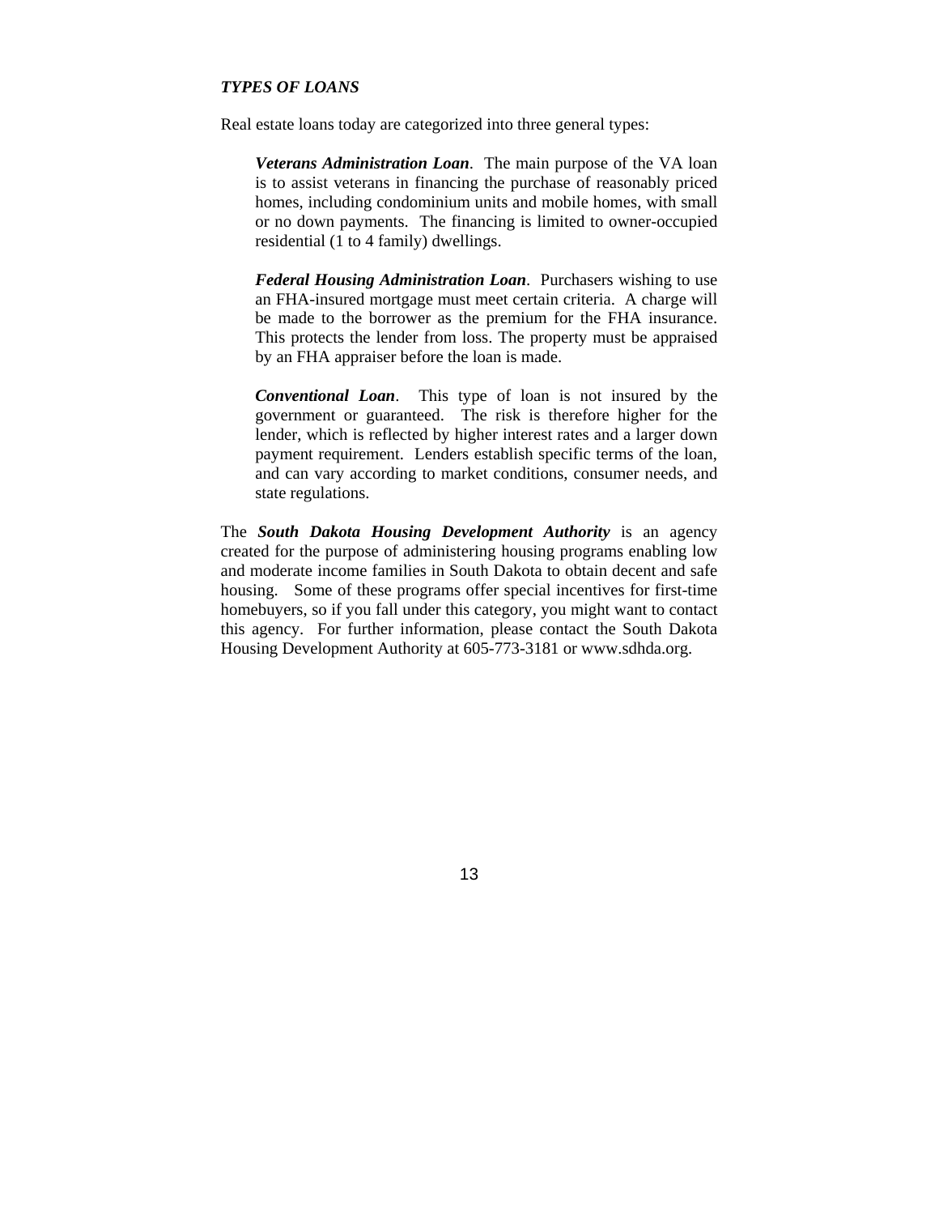***TYPES OF LOANS***

Real estate loans today are categorized into three general types:

> ***Veterans Administration Loan***. The main purpose of the VA loan is to assist veterans in financing the purchase of reasonably priced homes, including condominium units and mobile homes, with small or no down payments. The financing is limited to owner-occupied residential (1 to 4 family) dwellings.
>
> ***Federal Housing Administration Loan***. Purchasers wishing to use an FHA-insured mortgage must meet certain criteria. A charge will be made to the borrower as the premium for the FHA insurance. This protects the lender from loss. The property must be appraised by an FHA appraiser before the loan is made.
>
> ***Conventional Loan***. This type of loan is not insured by the government or guaranteed. The risk is therefore higher for the lender, which is reflected by higher interest rates and a larger down payment requirement. Lenders establish specific terms of the loan, and can vary according to market conditions, consumer needs, and state regulations.

The ***South Dakota Housing Development Authority*** is an agency created for the purpose of administering housing programs enabling low and moderate income families in South Dakota to obtain decent and safe housing. Some of these programs offer special incentives for first-time homebuyers, so if you fall under this category, you might want to contact this agency. For further information, please contact the South Dakota Housing Development Authority at 605-773-3181 or www.sdhda.org.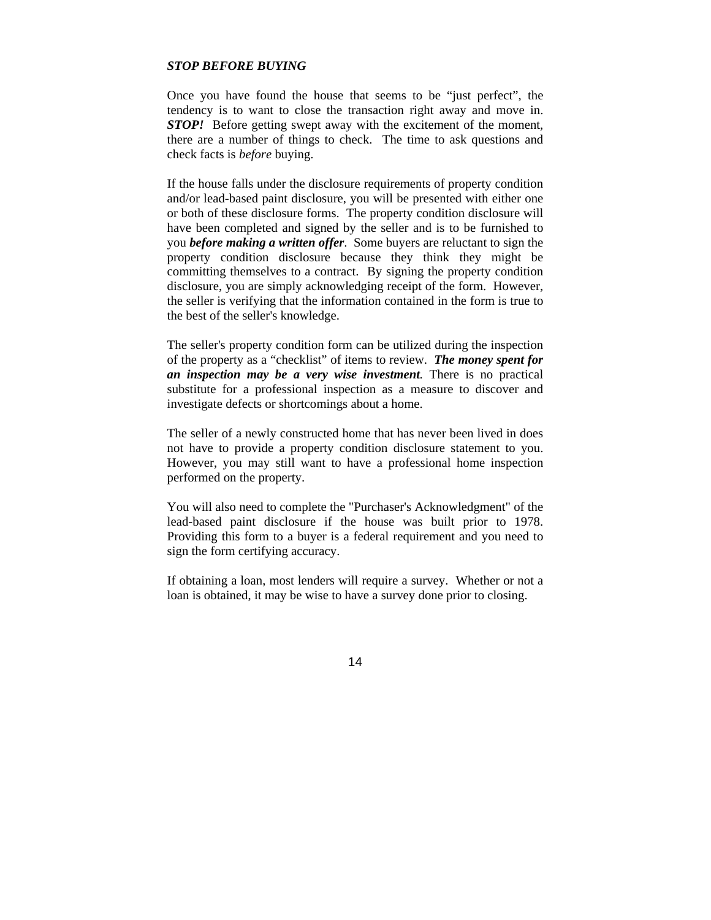### ***STOP BEFORE BUYING***

Once you have found the house that seems to be "just perfect", the tendency is to want to close the transaction right away and move in. ***STOP!*** Before getting swept away with the excitement of the moment, there are a number of things to check. The time to ask questions and check facts is *before* buying.

If the house falls under the disclosure requirements of property condition and/or lead-based paint disclosure, you will be presented with either one or both of these disclosure forms. The property condition disclosure will have been completed and signed by the seller and is to be furnished to you ***before making a written offer***. Some buyers are reluctant to sign the property condition disclosure because they think they might be committing themselves to a contract. By signing the property condition disclosure, you are simply acknowledging receipt of the form. However, the seller is verifying that the information contained in the form is true to the best of the seller's knowledge.

The seller's property condition form can be utilized during the inspection of the property as a "checklist" of items to review. ***The money spent for an inspection may be a very wise investment***. There is no practical substitute for a professional inspection as a measure to discover and investigate defects or shortcomings about a home.

The seller of a newly constructed home that has never been lived in does not have to provide a property condition disclosure statement to you. However, you may still want to have a professional home inspection performed on the property.

You will also need to complete the "Purchaser's Acknowledgment" of the lead-based paint disclosure if the house was built prior to 1978. Providing this form to a buyer is a federal requirement and you need to sign the form certifying accuracy.

If obtaining a loan, most lenders will require a survey. Whether or not a loan is obtained, it may be wise to have a survey done prior to closing.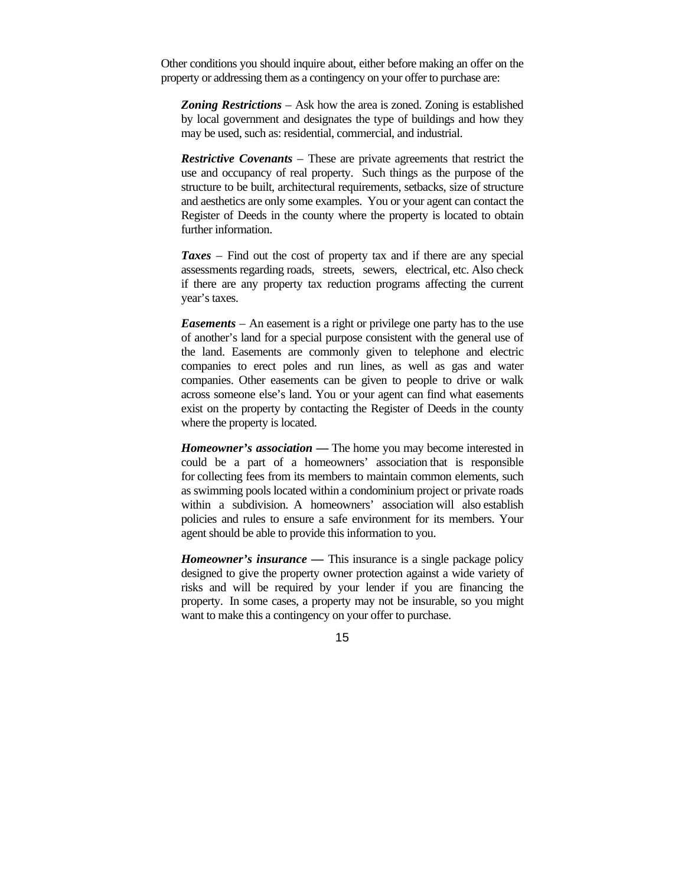Other conditions you should inquire about, either before making an offer on the property or addressing them as a contingency on your offer to purchase are:

***Zoning Restrictions*** – Ask how the area is zoned. Zoning is established by local government and designates the type of buildings and how they may be used, such as: residential, commercial, and industrial.

***Restrictive Covenants*** – These are private agreements that restrict the use and occupancy of real property. Such things as the purpose of the structure to be built, architectural requirements, setbacks, size of structure and aesthetics are only some examples. You or your agent can contact the Register of Deeds in the county where the property is located to obtain further information.

***Taxes*** – Find out the cost of property tax and if there are any special assessments regarding roads, streets, sewers, electrical, etc. Also check if there are any property tax reduction programs affecting the current year's taxes.

***Easements*** – An easement is a right or privilege one party has to the use of another's land for a special purpose consistent with the general use of the land. Easements are commonly given to telephone and electric companies to erect poles and run lines, as well as gas and water companies. Other easements can be given to people to drive or walk across someone else's land. You or your agent can find what easements exist on the property by contacting the Register of Deeds in the county where the property is located.

***Homeowner's association*** **—** The home you may become interested in could be a part of a homeowners' association that is responsible for collecting fees from its members to maintain common elements, such as swimming pools located within a condominium project or private roads within a subdivision. A homeowners' association will also establish policies and rules to ensure a safe environment for its members. Your agent should be able to provide this information to you.

***Homeowner's insurance*** **—** This insurance is a single package policy designed to give the property owner protection against a wide variety of risks and will be required by your lender if you are financing the property. In some cases, a property may not be insurable, so you might want to make this a contingency on your offer to purchase.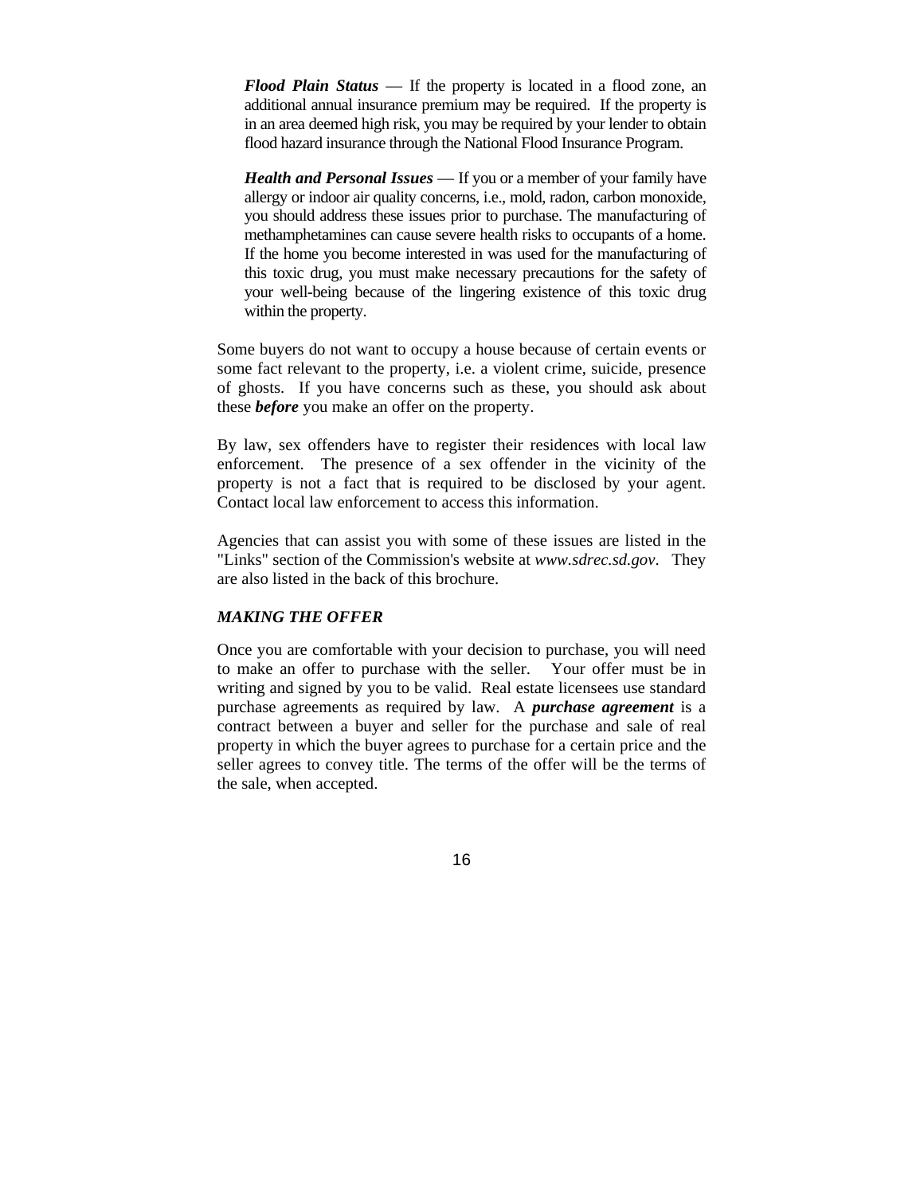***Flood Plain Status*** — If the property is located in a flood zone, an additional annual insurance premium may be required. If the property is in an area deemed high risk, you may be required by your lender to obtain flood hazard insurance through the National Flood Insurance Program.

***Health and Personal Issues*** — If you or a member of your family have allergy or indoor air quality concerns, i.e., mold, radon, carbon monoxide, you should address these issues prior to purchase. The manufacturing of methamphetamines can cause severe health risks to occupants of a home. If the home you become interested in was used for the manufacturing of this toxic drug, you must make necessary precautions for the safety of your well-being because of the lingering existence of this toxic drug within the property.

Some buyers do not want to occupy a house because of certain events or some fact relevant to the property, i.e. a violent crime, suicide, presence of ghosts. If you have concerns such as these, you should ask about these ***before*** you make an offer on the property.

By law, sex offenders have to register their residences with local law enforcement. The presence of a sex offender in the vicinity of the property is not a fact that is required to be disclosed by your agent. Contact local law enforcement to access this information.

Agencies that can assist you with some of these issues are listed in the "Links" section of the Commission's website at *www.sdrec.sd.gov*. They are also listed in the back of this brochure.

### *MAKING THE OFFER*

Once you are comfortable with your decision to purchase, you will need to make an offer to purchase with the seller. Your offer must be in writing and signed by you to be valid. Real estate licensees use standard purchase agreements as required by law. A ***purchase agreement*** is a contract between a buyer and seller for the purchase and sale of real property in which the buyer agrees to purchase for a certain price and the seller agrees to convey title. The terms of the offer will be the terms of the sale, when accepted.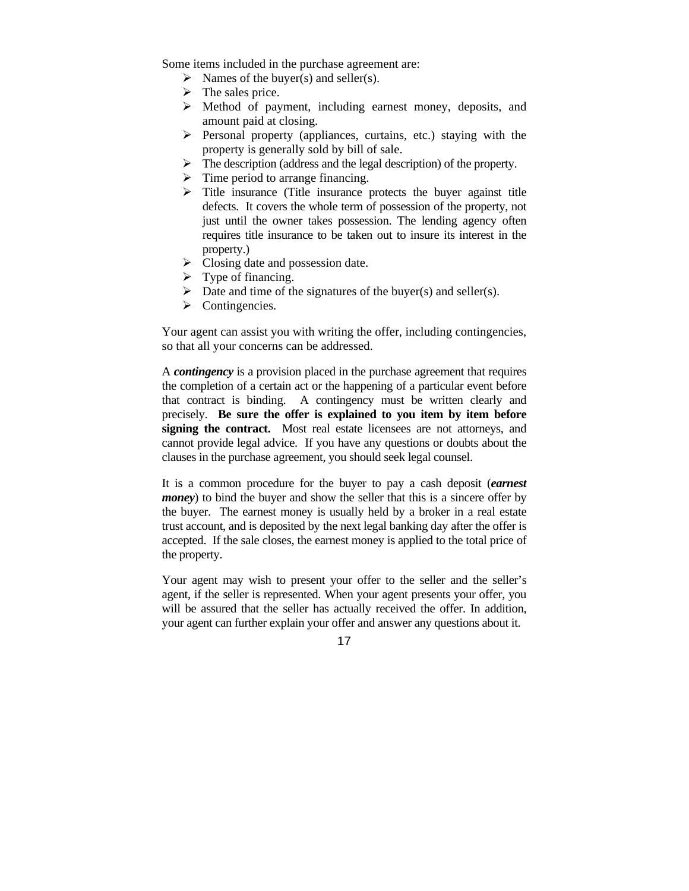Some items included in the purchase agreement are:

- Names of the buyer(s) and seller(s).
- The sales price.
- Method of payment, including earnest money, deposits, and amount paid at closing.
- Personal property (appliances, curtains, etc.) staying with the property is generally sold by bill of sale.
- The description (address and the legal description) of the property.
- Time period to arrange financing.
- Title insurance (Title insurance protects the buyer against title defects. It covers the whole term of possession of the property, not just until the owner takes possession. The lending agency often requires title insurance to be taken out to insure its interest in the property.)
- Closing date and possession date.
- Type of financing.
- Date and time of the signatures of the buyer(s) and seller(s).
- Contingencies.

Your agent can assist you with writing the offer, including contingencies, so that all your concerns can be addressed.

A ***contingency*** is a provision placed in the purchase agreement that requires the completion of a certain act or the happening of a particular event before that contract is binding. A contingency must be written clearly and precisely. **Be sure the offer is explained to you item by item before signing the contract.** Most real estate licensees are not attorneys, and cannot provide legal advice. If you have any questions or doubts about the clauses in the purchase agreement, you should seek legal counsel.

It is a common procedure for the buyer to pay a cash deposit (***earnest money***) to bind the buyer and show the seller that this is a sincere offer by the buyer. The earnest money is usually held by a broker in a real estate trust account, and is deposited by the next legal banking day after the offer is accepted. If the sale closes, the earnest money is applied to the total price of the property.

Your agent may wish to present your offer to the seller and the seller's agent, if the seller is represented. When your agent presents your offer, you will be assured that the seller has actually received the offer. In addition, your agent can further explain your offer and answer any questions about it.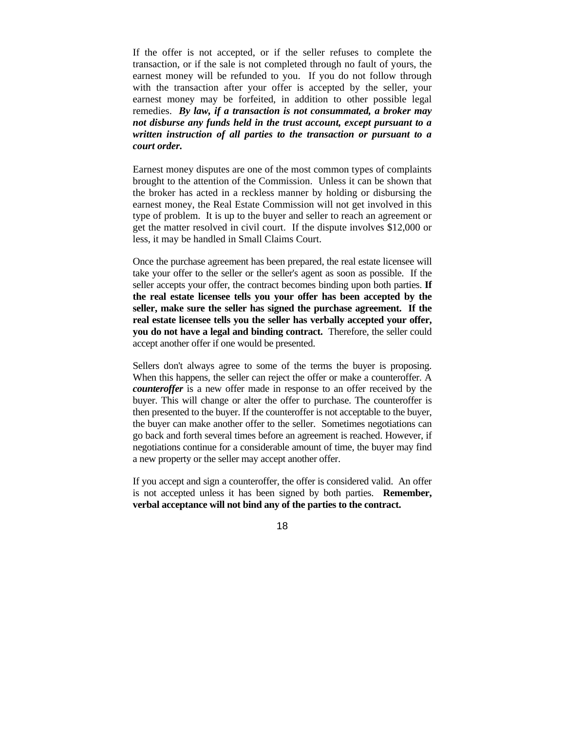If the offer is not accepted, or if the seller refuses to complete the transaction, or if the sale is not completed through no fault of yours, the earnest money will be refunded to you. If you do not follow through with the transaction after your offer is accepted by the seller, your earnest money may be forfeited, in addition to other possible legal remedies. ***By law, if a transaction is not consummated, a broker may not disburse any funds held in the trust account, except pursuant to a written instruction of all parties to the transaction or pursuant to a court order.***

Earnest money disputes are one of the most common types of complaints brought to the attention of the Commission. Unless it can be shown that the broker has acted in a reckless manner by holding or disbursing the earnest money, the Real Estate Commission will not get involved in this type of problem. It is up to the buyer and seller to reach an agreement or get the matter resolved in civil court. If the dispute involves $12,000 or less, it may be handled in Small Claims Court.

Once the purchase agreement has been prepared, the real estate licensee will take your offer to the seller or the seller's agent as soon as possible. If the seller accepts your offer, the contract becomes binding upon both parties. **If the real estate licensee tells you your offer has been accepted by the seller, make sure the seller has signed the purchase agreement. If the real estate licensee tells you the seller has verbally accepted your offer, you do not have a legal and binding contract.** Therefore, the seller could accept another offer if one would be presented.

Sellers don't always agree to some of the terms the buyer is proposing. When this happens, the seller can reject the offer or make a counteroffer. A ***counteroffer*** is a new offer made in response to an offer received by the buyer. This will change or alter the offer to purchase. The counteroffer is then presented to the buyer. If the counteroffer is not acceptable to the buyer, the buyer can make another offer to the seller. Sometimes negotiations can go back and forth several times before an agreement is reached. However, if negotiations continue for a considerable amount of time, the buyer may find a new property or the seller may accept another offer.

If you accept and sign a counteroffer, the offer is considered valid. An offer is not accepted unless it has been signed by both parties. **Remember, verbal acceptance will not bind any of the parties to the contract.**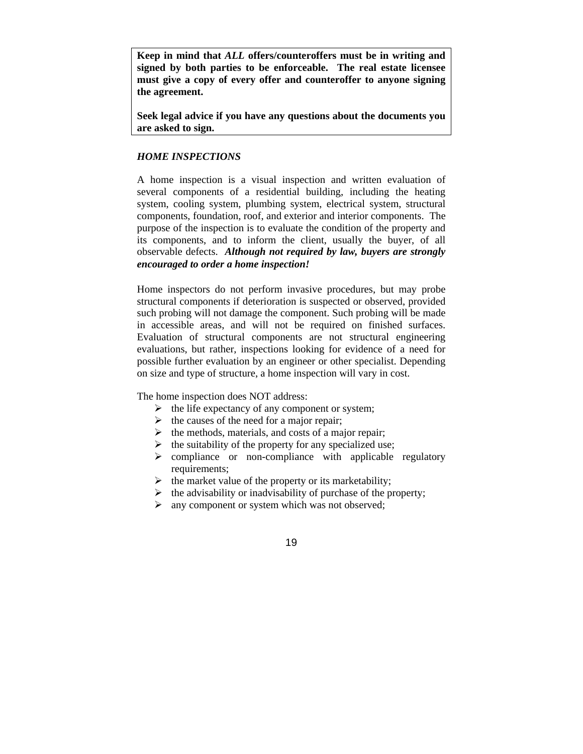**Keep in mind that *ALL* offers/counteroffers must be in writing and signed by both parties to be enforceable. The real estate licensee must give a copy of every offer and counteroffer to anyone signing the agreement.**

**Seek legal advice if you have any questions about the documents you are asked to sign.**

### *HOME INSPECTIONS*

A home inspection is a visual inspection and written evaluation of several components of a residential building, including the heating system, cooling system, plumbing system, electrical system, structural components, foundation, roof, and exterior and interior components. The purpose of the inspection is to evaluate the condition of the property and its components, and to inform the client, usually the buyer, of all observable defects. ***Although not required by law, buyers are strongly encouraged to order a home inspection!***

Home inspectors do not perform invasive procedures, but may probe structural components if deterioration is suspected or observed, provided such probing will not damage the component. Such probing will be made in accessible areas, and will not be required on finished surfaces. Evaluation of structural components are not structural engineering evaluations, but rather, inspections looking for evidence of a need for possible further evaluation by an engineer or other specialist. Depending on size and type of structure, a home inspection will vary in cost.

The home inspection does NOT address:

- the life expectancy of any component or system;
- the causes of the need for a major repair;
- the methods, materials, and costs of a major repair;
- the suitability of the property for any specialized use;
- compliance or non-compliance with applicable regulatory requirements;
- the market value of the property or its marketability;
- the advisability or inadvisability of purchase of the property;
- any component or system which was not observed;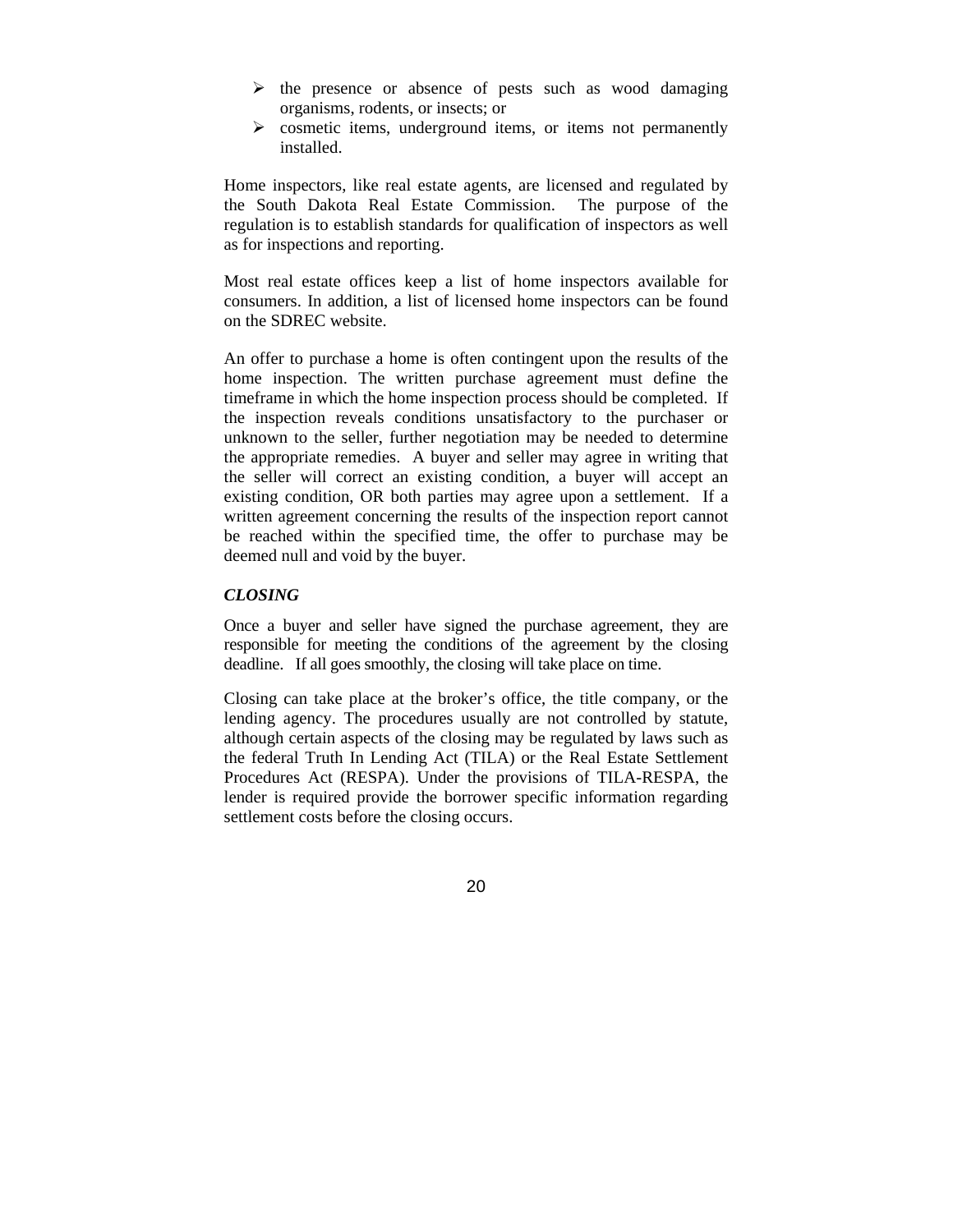- the presence or absence of pests such as wood damaging organisms, rodents, or insects; or
- cosmetic items, underground items, or items not permanently installed.

Home inspectors, like real estate agents, are licensed and regulated by the South Dakota Real Estate Commission. The purpose of the regulation is to establish standards for qualification of inspectors as well as for inspections and reporting.

Most real estate offices keep a list of home inspectors available for consumers. In addition, a list of licensed home inspectors can be found on the SDREC website.

An offer to purchase a home is often contingent upon the results of the home inspection. The written purchase agreement must define the timeframe in which the home inspection process should be completed. If the inspection reveals conditions unsatisfactory to the purchaser or unknown to the seller, further negotiation may be needed to determine the appropriate remedies. A buyer and seller may agree in writing that the seller will correct an existing condition, a buyer will accept an existing condition, OR both parties may agree upon a settlement. If a written agreement concerning the results of the inspection report cannot be reached within the specified time, the offer to purchase may be deemed null and void by the buyer.

***CLOSING***

Once a buyer and seller have signed the purchase agreement, they are responsible for meeting the conditions of the agreement by the closing deadline. If all goes smoothly, the closing will take place on time.

Closing can take place at the broker's office, the title company, or the lending agency. The procedures usually are not controlled by statute, although certain aspects of the closing may be regulated by laws such as the federal Truth In Lending Act (TILA) or the Real Estate Settlement Procedures Act (RESPA). Under the provisions of TILA-RESPA, the lender is required provide the borrower specific information regarding settlement costs before the closing occurs.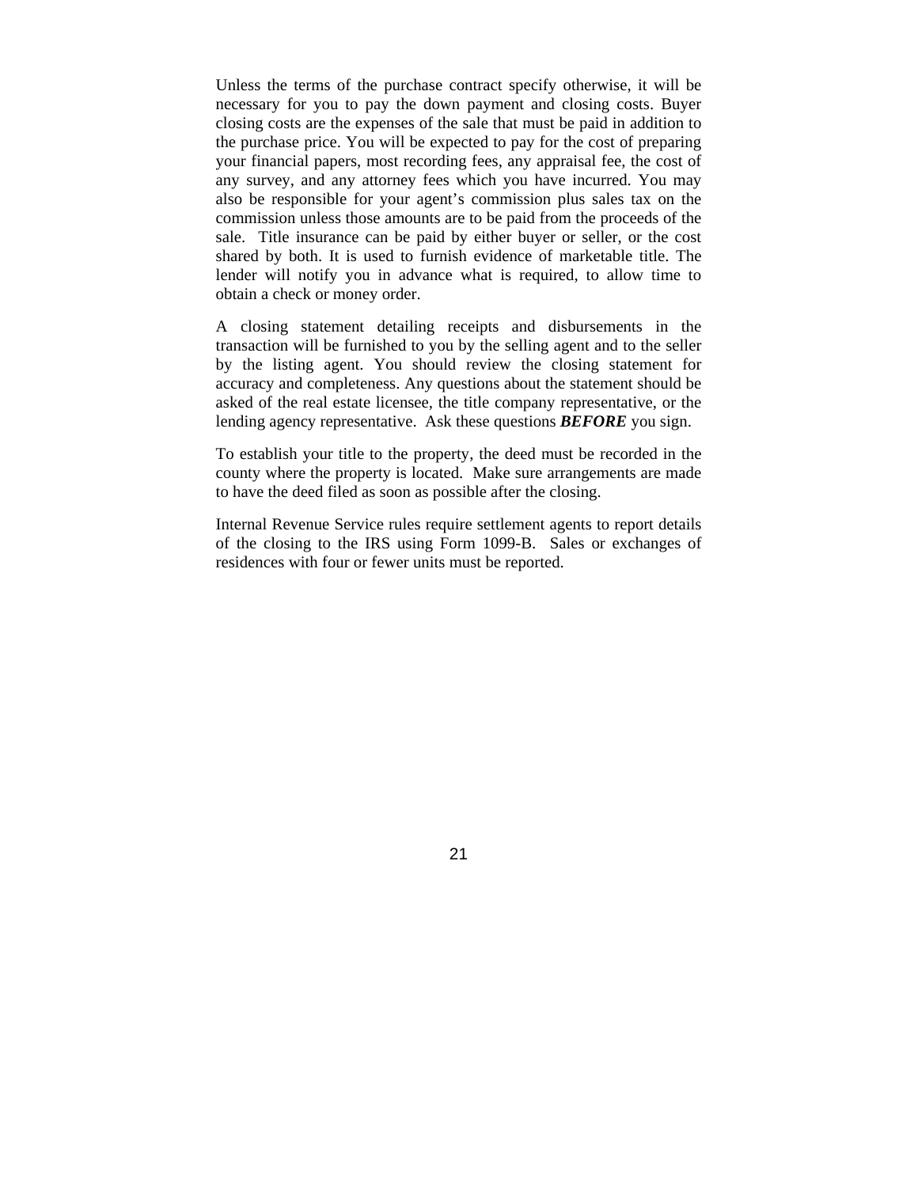Unless the terms of the purchase contract specify otherwise, it will be necessary for you to pay the down payment and closing costs. Buyer closing costs are the expenses of the sale that must be paid in addition to the purchase price. You will be expected to pay for the cost of preparing your financial papers, most recording fees, any appraisal fee, the cost of any survey, and any attorney fees which you have incurred. You may also be responsible for your agent's commission plus sales tax on the commission unless those amounts are to be paid from the proceeds of the sale. Title insurance can be paid by either buyer or seller, or the cost shared by both. It is used to furnish evidence of marketable title. The lender will notify you in advance what is required, to allow time to obtain a check or money order.

A closing statement detailing receipts and disbursements in the transaction will be furnished to you by the selling agent and to the seller by the listing agent. You should review the closing statement for accuracy and completeness. Any questions about the statement should be asked of the real estate licensee, the title company representative, or the lending agency representative. Ask these questions ***BEFORE*** you sign.

To establish your title to the property, the deed must be recorded in the county where the property is located. Make sure arrangements are made to have the deed filed as soon as possible after the closing.

Internal Revenue Service rules require settlement agents to report details of the closing to the IRS using Form 1099-B. Sales or exchanges of residences with four or fewer units must be reported.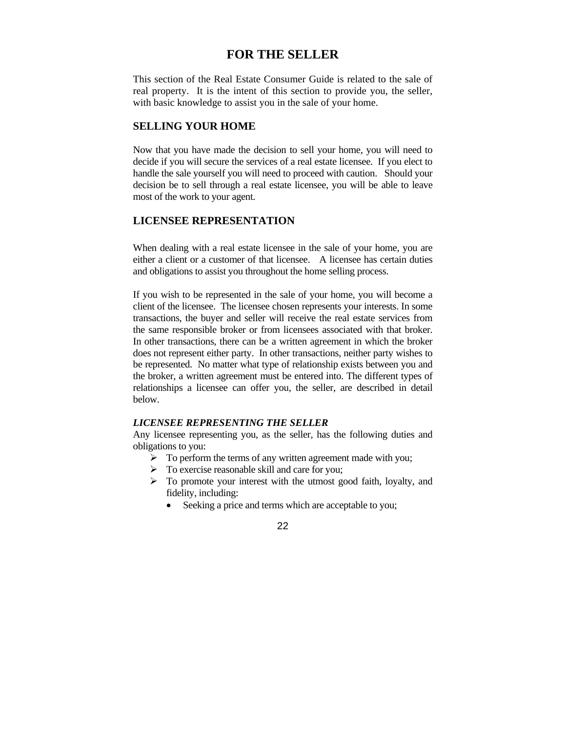# FOR THE SELLER

This section of the Real Estate Consumer Guide is related to the sale of real property. It is the intent of this section to provide you, the seller, with basic knowledge to assist you in the sale of your home.

## SELLING YOUR HOME

Now that you have made the decision to sell your home, you will need to decide if you will secure the services of a real estate licensee. If you elect to handle the sale yourself you will need to proceed with caution. Should your decision be to sell through a real estate licensee, you will be able to leave most of the work to your agent.

## LICENSEE REPRESENTATION

When dealing with a real estate licensee in the sale of your home, you are either a client or a customer of that licensee. A licensee has certain duties and obligations to assist you throughout the home selling process.

If you wish to be represented in the sale of your home, you will become a client of the licensee. The licensee chosen represents your interests. In some transactions, the buyer and seller will receive the real estate services from the same responsible broker or from licensees associated with that broker. In other transactions, there can be a written agreement in which the broker does not represent either party. In other transactions, neither party wishes to be represented. No matter what type of relationship exists between you and the broker, a written agreement must be entered into. The different types of relationships a licensee can offer you, the seller, are described in detail below.

### *LICENSEE REPRESENTING THE SELLER*

Any licensee representing you, as the seller, has the following duties and obligations to you:

- To perform the terms of any written agreement made with you;
- To exercise reasonable skill and care for you;
- To promote your interest with the utmost good faith, loyalty, and fidelity, including:
  - Seeking a price and terms which are acceptable to you;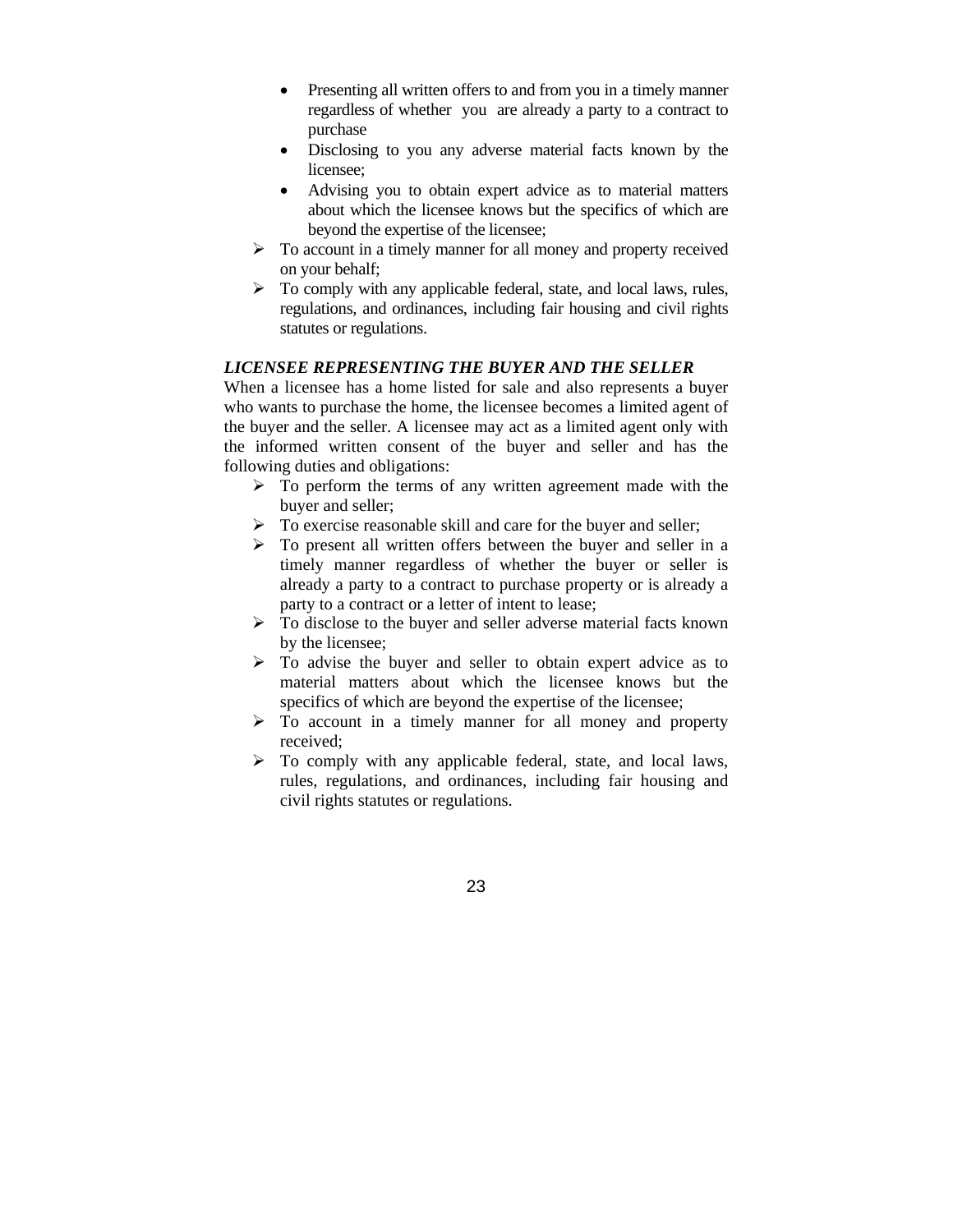- Presenting all written offers to and from you in a timely manner regardless of whether you are already a party to a contract to purchase
  - Disclosing to you any adverse material facts known by the licensee;
  - Advising you to obtain expert advice as to material matters about which the licensee knows but the specifics of which are beyond the expertise of the licensee;
- To account in a timely manner for all money and property received on your behalf;
- To comply with any applicable federal, state, and local laws, rules, regulations, and ordinances, including fair housing and civil rights statutes or regulations.

***LICENSEE REPRESENTING THE BUYER AND THE SELLER***

When a licensee has a home listed for sale and also represents a buyer who wants to purchase the home, the licensee becomes a limited agent of the buyer and the seller. A licensee may act as a limited agent only with the informed written consent of the buyer and seller and has the following duties and obligations:

- To perform the terms of any written agreement made with the buyer and seller;
- To exercise reasonable skill and care for the buyer and seller;
- To present all written offers between the buyer and seller in a timely manner regardless of whether the buyer or seller is already a party to a contract to purchase property or is already a party to a contract or a letter of intent to lease;
- To disclose to the buyer and seller adverse material facts known by the licensee;
- To advise the buyer and seller to obtain expert advice as to material matters about which the licensee knows but the specifics of which are beyond the expertise of the licensee;
- To account in a timely manner for all money and property received;
- To comply with any applicable federal, state, and local laws, rules, regulations, and ordinances, including fair housing and civil rights statutes or regulations.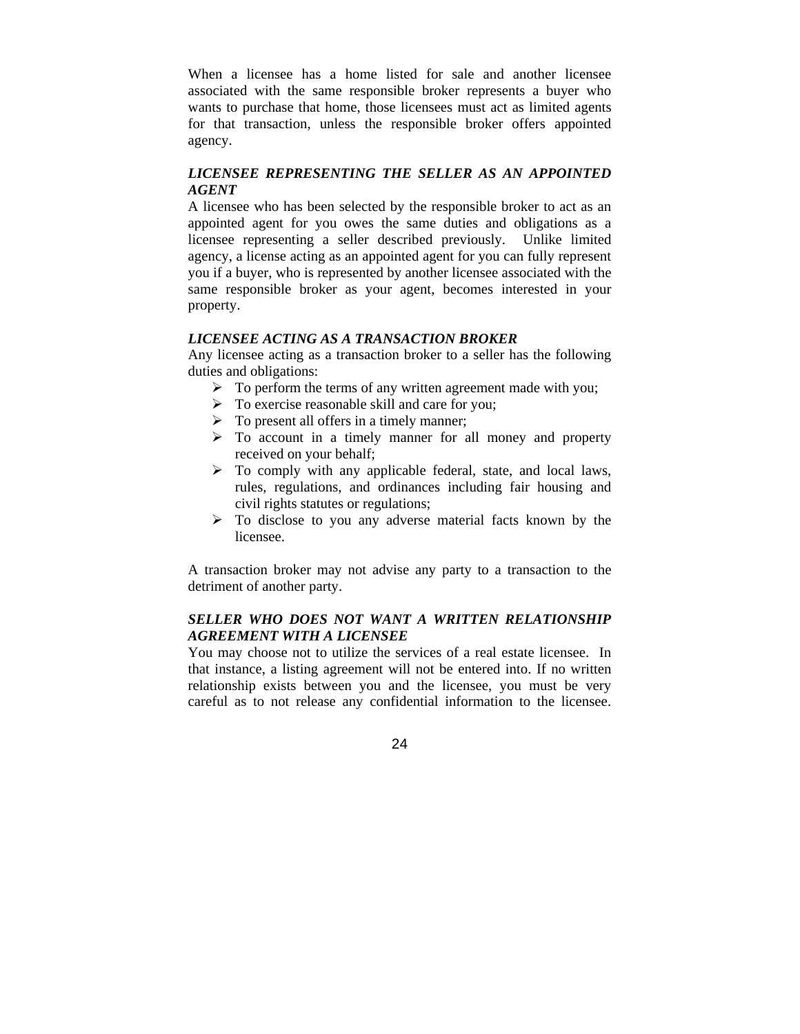When a licensee has a home listed for sale and another licensee associated with the same responsible broker represents a buyer who wants to purchase that home, those licensees must act as limited agents for that transaction, unless the responsible broker offers appointed agency.

***LICENSEE REPRESENTING THE SELLER AS AN APPOINTED AGENT***

A licensee who has been selected by the responsible broker to act as an appointed agent for you owes the same duties and obligations as a licensee representing a seller described previously. Unlike limited agency, a license acting as an appointed agent for you can fully represent you if a buyer, who is represented by another licensee associated with the same responsible broker as your agent, becomes interested in your property.

***LICENSEE ACTING AS A TRANSACTION BROKER***

Any licensee acting as a transaction broker to a seller has the following duties and obligations:

- To perform the terms of any written agreement made with you;
- To exercise reasonable skill and care for you;
- To present all offers in a timely manner;
- To account in a timely manner for all money and property received on your behalf;
- To comply with any applicable federal, state, and local laws, rules, regulations, and ordinances including fair housing and civil rights statutes or regulations;
- To disclose to you any adverse material facts known by the licensee.

A transaction broker may not advise any party to a transaction to the detriment of another party.

***SELLER WHO DOES NOT WANT A WRITTEN RELATIONSHIP AGREEMENT WITH A LICENSEE***

You may choose not to utilize the services of a real estate licensee. In that instance, a listing agreement will not be entered into. If no written relationship exists between you and the licensee, you must be very careful as to not release any confidential information to the licensee.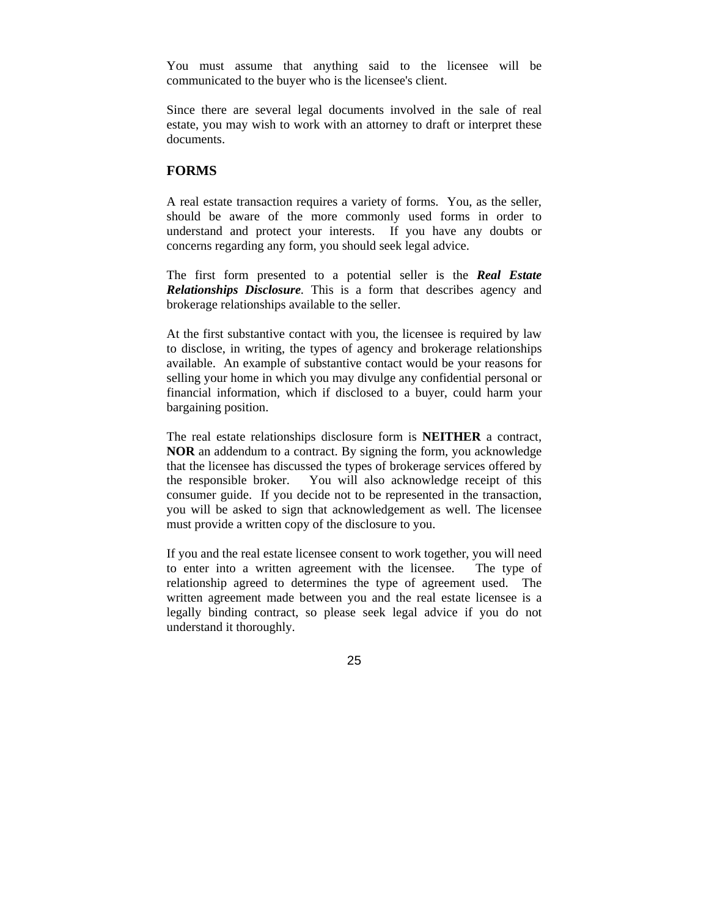You must assume that anything said to the licensee will be communicated to the buyer who is the licensee's client.

Since there are several legal documents involved in the sale of real estate, you may wish to work with an attorney to draft or interpret these documents.

## FORMS

A real estate transaction requires a variety of forms. You, as the seller, should be aware of the more commonly used forms in order to understand and protect your interests. If you have any doubts or concerns regarding any form, you should seek legal advice.

The first form presented to a potential seller is the ***Real Estate Relationships Disclosure***. This is a form that describes agency and brokerage relationships available to the seller.

At the first substantive contact with you, the licensee is required by law to disclose, in writing, the types of agency and brokerage relationships available. An example of substantive contact would be your reasons for selling your home in which you may divulge any confidential personal or financial information, which if disclosed to a buyer, could harm your bargaining position.

The real estate relationships disclosure form is **NEITHER** a contract, **NOR** an addendum to a contract. By signing the form, you acknowledge that the licensee has discussed the types of brokerage services offered by the responsible broker. You will also acknowledge receipt of this consumer guide. If you decide not to be represented in the transaction, you will be asked to sign that acknowledgement as well. The licensee must provide a written copy of the disclosure to you.

If you and the real estate licensee consent to work together, you will need to enter into a written agreement with the licensee. The type of relationship agreed to determines the type of agreement used. The written agreement made between you and the real estate licensee is a legally binding contract, so please seek legal advice if you do not understand it thoroughly.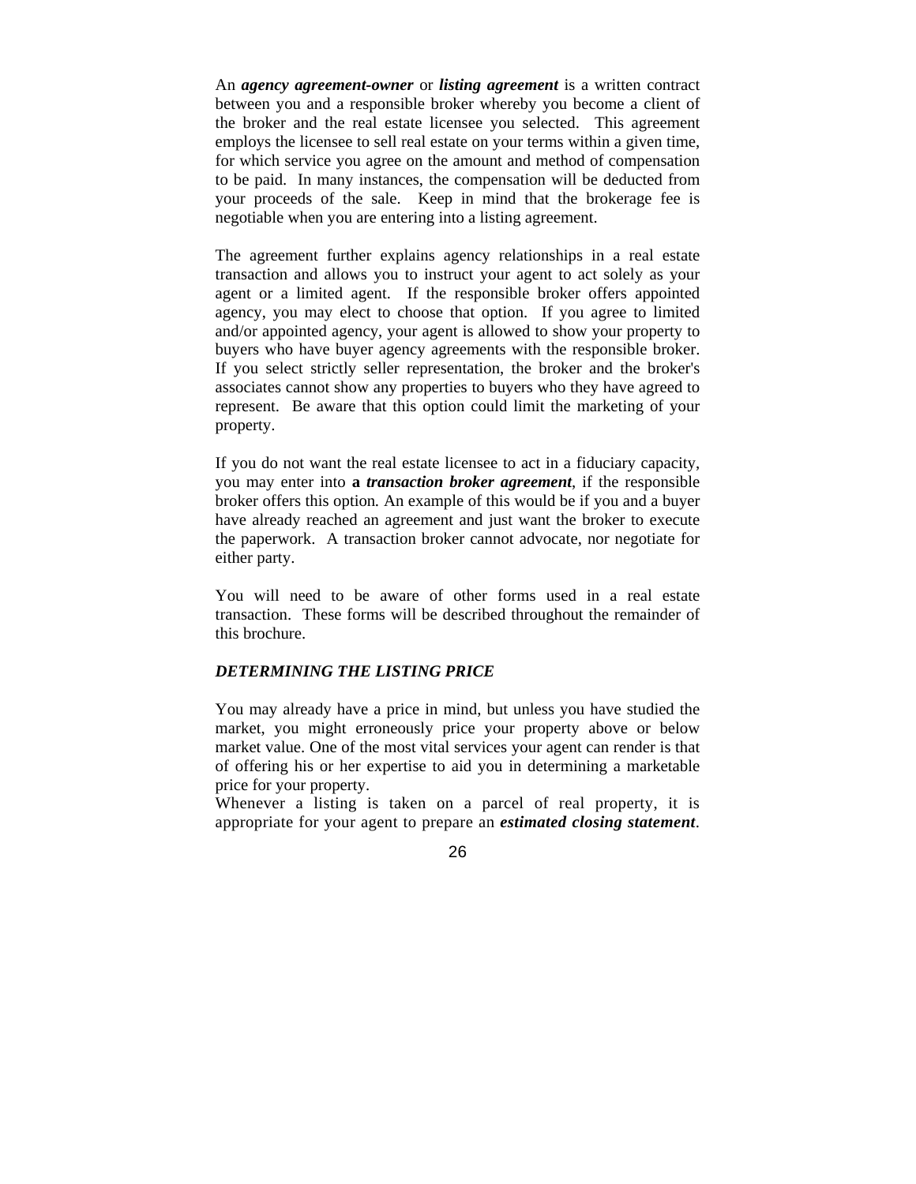An ***agency agreement-owner*** or ***listing agreement*** is a written contract between you and a responsible broker whereby you become a client of the broker and the real estate licensee you selected. This agreement employs the licensee to sell real estate on your terms within a given time, for which service you agree on the amount and method of compensation to be paid. In many instances, the compensation will be deducted from your proceeds of the sale. Keep in mind that the brokerage fee is negotiable when you are entering into a listing agreement.

The agreement further explains agency relationships in a real estate transaction and allows you to instruct your agent to act solely as your agent or a limited agent. If the responsible broker offers appointed agency, you may elect to choose that option. If you agree to limited and/or appointed agency, your agent is allowed to show your property to buyers who have buyer agency agreements with the responsible broker. If you select strictly seller representation, the broker and the broker's associates cannot show any properties to buyers who they have agreed to represent. Be aware that this option could limit the marketing of your property.

If you do not want the real estate licensee to act in a fiduciary capacity, you may enter into **a *transaction broker agreement***, if the responsible broker offers this option. An example of this would be if you and a buyer have already reached an agreement and just want the broker to execute the paperwork. A transaction broker cannot advocate, nor negotiate for either party.

You will need to be aware of other forms used in a real estate transaction. These forms will be described throughout the remainder of this brochure.

### *DETERMINING THE LISTING PRICE*

You may already have a price in mind, but unless you have studied the market, you might erroneously price your property above or below market value. One of the most vital services your agent can render is that of offering his or her expertise to aid you in determining a marketable price for your property.

Whenever a listing is taken on a parcel of real property, it is appropriate for your agent to prepare an ***estimated closing statement***.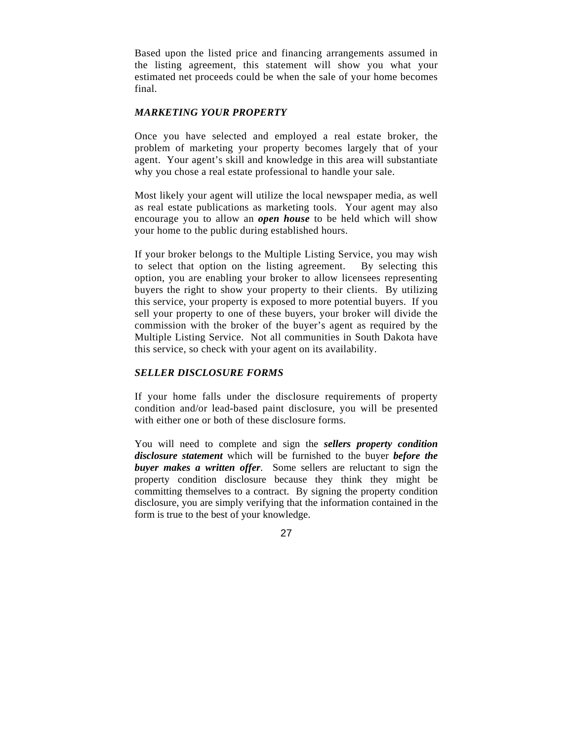Based upon the listed price and financing arrangements assumed in the listing agreement, this statement will show you what your estimated net proceeds could be when the sale of your home becomes final.

### *MARKETING YOUR PROPERTY*

Once you have selected and employed a real estate broker, the problem of marketing your property becomes largely that of your agent. Your agent's skill and knowledge in this area will substantiate why you chose a real estate professional to handle your sale.

Most likely your agent will utilize the local newspaper media, as well as real estate publications as marketing tools. Your agent may also encourage you to allow an ***open house*** to be held which will show your home to the public during established hours.

If your broker belongs to the Multiple Listing Service, you may wish to select that option on the listing agreement. By selecting this option, you are enabling your broker to allow licensees representing buyers the right to show your property to their clients. By utilizing this service, your property is exposed to more potential buyers. If you sell your property to one of these buyers, your broker will divide the commission with the broker of the buyer's agent as required by the Multiple Listing Service. Not all communities in South Dakota have this service, so check with your agent on its availability.

### *SELLER DISCLOSURE FORMS*

If your home falls under the disclosure requirements of property condition and/or lead-based paint disclosure, you will be presented with either one or both of these disclosure forms.

You will need to complete and sign the ***sellers property condition disclosure statement*** which will be furnished to the buyer ***before the buyer makes a written offer***. Some sellers are reluctant to sign the property condition disclosure because they think they might be committing themselves to a contract. By signing the property condition disclosure, you are simply verifying that the information contained in the form is true to the best of your knowledge.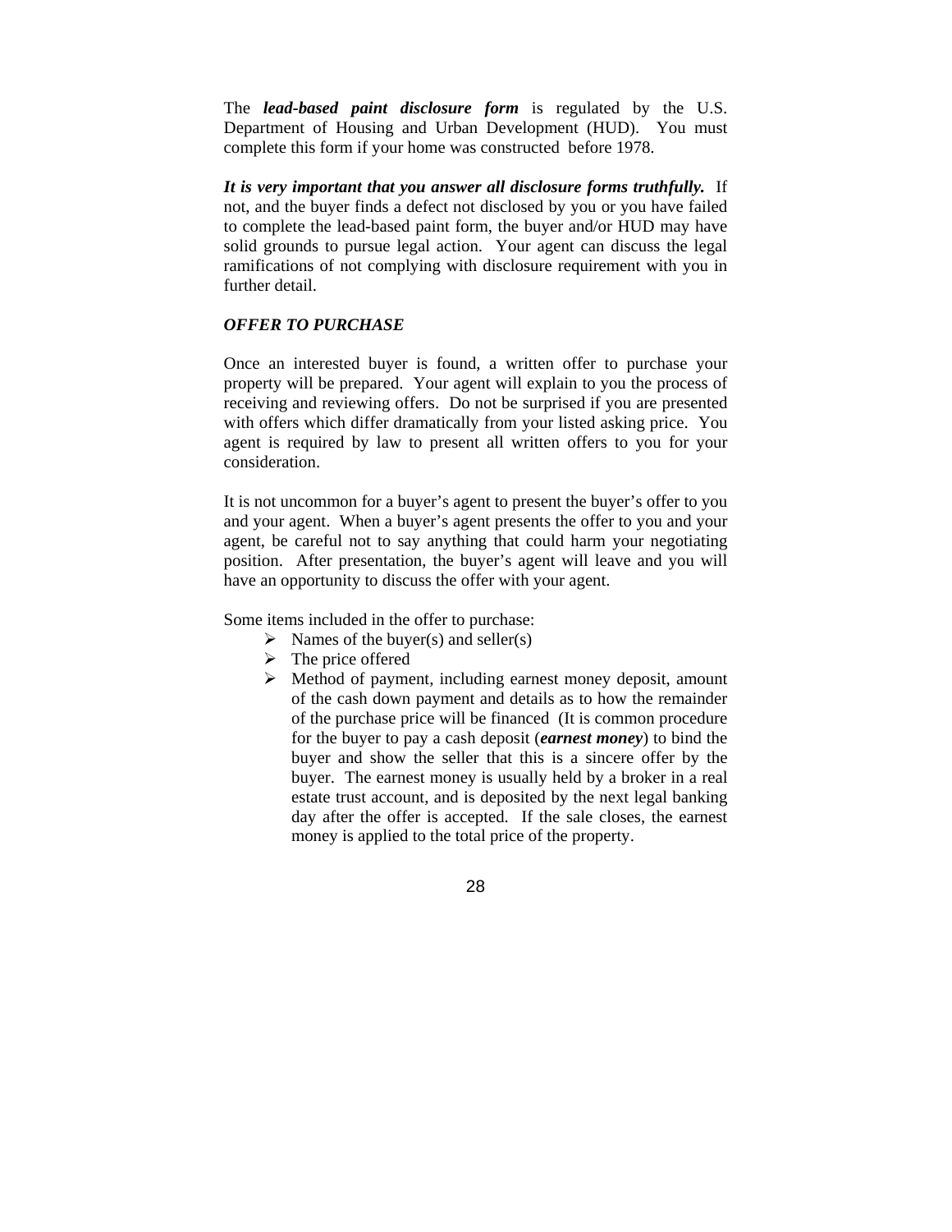The ***lead-based paint disclosure form*** is regulated by the U.S. Department of Housing and Urban Development (HUD). You must complete this form if your home was constructed before 1978.

***It is very important that you answer all disclosure forms truthfully.*** If not, and the buyer finds a defect not disclosed by you or you have failed to complete the lead-based paint form, the buyer and/or HUD may have solid grounds to pursue legal action. Your agent can discuss the legal ramifications of not complying with disclosure requirement with you in further detail.

### *OFFER TO PURCHASE*

Once an interested buyer is found, a written offer to purchase your property will be prepared. Your agent will explain to you the process of receiving and reviewing offers. Do not be surprised if you are presented with offers which differ dramatically from your listed asking price. You agent is required by law to present all written offers to you for your consideration.

It is not uncommon for a buyer's agent to present the buyer's offer to you and your agent. When a buyer's agent presents the offer to you and your agent, be careful not to say anything that could harm your negotiating position. After presentation, the buyer's agent will leave and you will have an opportunity to discuss the offer with your agent.

Some items included in the offer to purchase:

- Names of the buyer(s) and seller(s)
- The price offered
- Method of payment, including earnest money deposit, amount of the cash down payment and details as to how the remainder of the purchase price will be financed (It is common procedure for the buyer to pay a cash deposit (***earnest money***) to bind the buyer and show the seller that this is a sincere offer by the buyer. The earnest money is usually held by a broker in a real estate trust account, and is deposited by the next legal banking day after the offer is accepted. If the sale closes, the earnest money is applied to the total price of the property.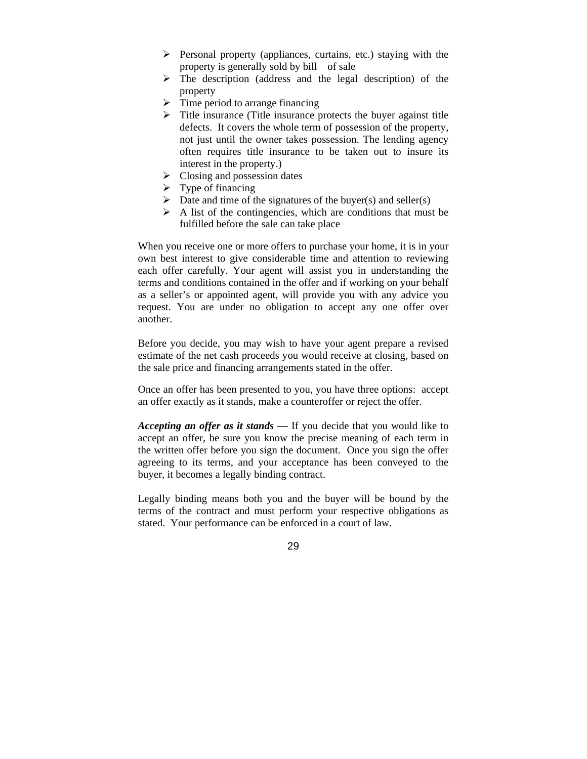- Personal property (appliances, curtains, etc.) staying with the property is generally sold by bill of sale
- The description (address and the legal description) of the property
- Time period to arrange financing
- Title insurance (Title insurance protects the buyer against title defects. It covers the whole term of possession of the property, not just until the owner takes possession. The lending agency often requires title insurance to be taken out to insure its interest in the property.)
- Closing and possession dates
- Type of financing
- Date and time of the signatures of the buyer(s) and seller(s)
- A list of the contingencies, which are conditions that must be fulfilled before the sale can take place

When you receive one or more offers to purchase your home, it is in your own best interest to give considerable time and attention to reviewing each offer carefully. Your agent will assist you in understanding the terms and conditions contained in the offer and if working on your behalf as a seller's or appointed agent, will provide you with any advice you request. You are under no obligation to accept any one offer over another.

Before you decide, you may wish to have your agent prepare a revised estimate of the net cash proceeds you would receive at closing, based on the sale price and financing arrangements stated in the offer.

Once an offer has been presented to you, you have three options: accept an offer exactly as it stands, make a counteroffer or reject the offer.

***Accepting an offer as it stands —*** If you decide that you would like to accept an offer, be sure you know the precise meaning of each term in the written offer before you sign the document. Once you sign the offer agreeing to its terms, and your acceptance has been conveyed to the buyer, it becomes a legally binding contract.

Legally binding means both you and the buyer will be bound by the terms of the contract and must perform your respective obligations as stated. Your performance can be enforced in a court of law.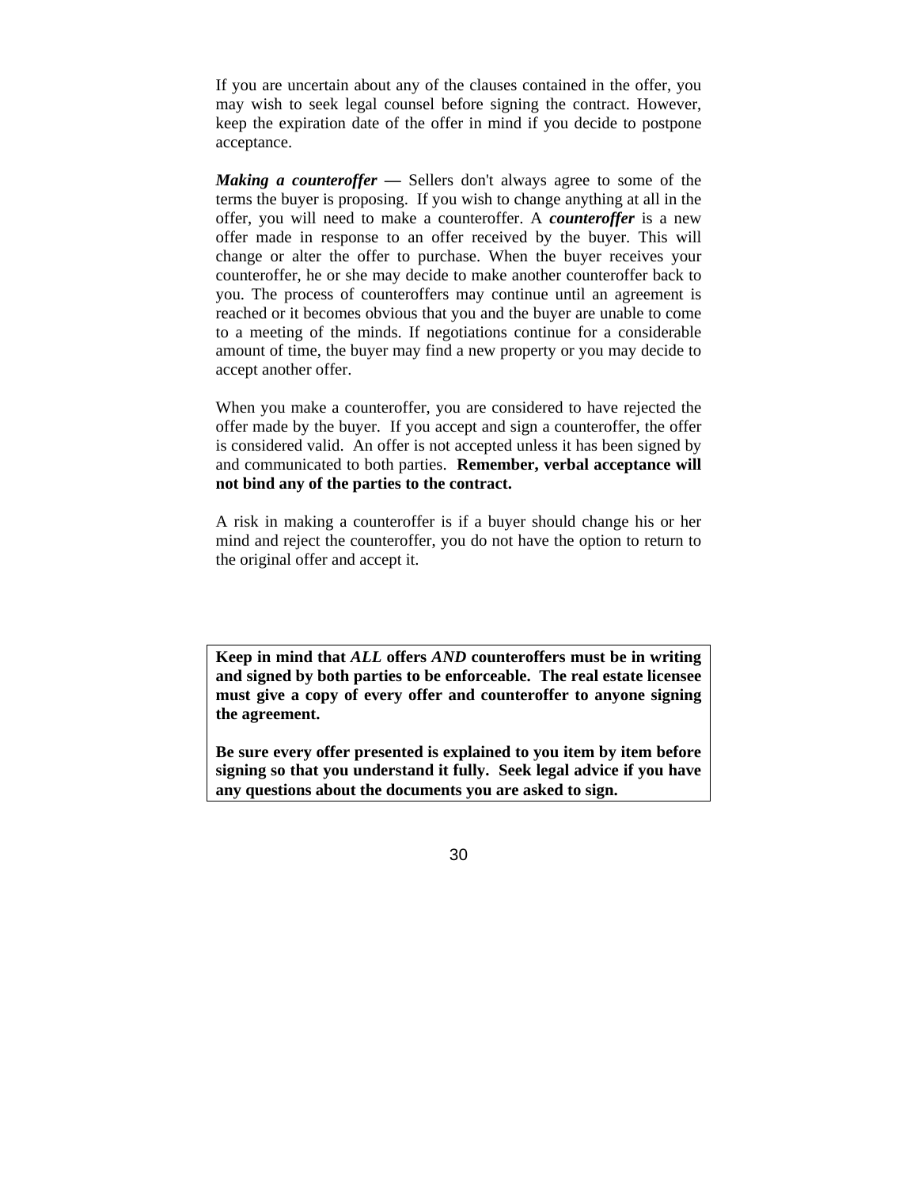If you are uncertain about any of the clauses contained in the offer, you may wish to seek legal counsel before signing the contract. However, keep the expiration date of the offer in mind if you decide to postpone acceptance.

***Making a counteroffer* —** Sellers don't always agree to some of the terms the buyer is proposing. If you wish to change anything at all in the offer, you will need to make a counteroffer. A ***counteroffer*** is a new offer made in response to an offer received by the buyer. This will change or alter the offer to purchase. When the buyer receives your counteroffer, he or she may decide to make another counteroffer back to you. The process of counteroffers may continue until an agreement is reached or it becomes obvious that you and the buyer are unable to come to a meeting of the minds. If negotiations continue for a considerable amount of time, the buyer may find a new property or you may decide to accept another offer.

When you make a counteroffer, you are considered to have rejected the offer made by the buyer. If you accept and sign a counteroffer, the offer is considered valid. An offer is not accepted unless it has been signed by and communicated to both parties. **Remember, verbal acceptance will not bind any of the parties to the contract.**

A risk in making a counteroffer is if a buyer should change his or her mind and reject the counteroffer, you do not have the option to return to the original offer and accept it.

**Keep in mind that *ALL* offers *AND* counteroffers must be in writing and signed by both parties to be enforceable. The real estate licensee must give a copy of every offer and counteroffer to anyone signing the agreement.**

**Be sure every offer presented is explained to you item by item before signing so that you understand it fully. Seek legal advice if you have any questions about the documents you are asked to sign.**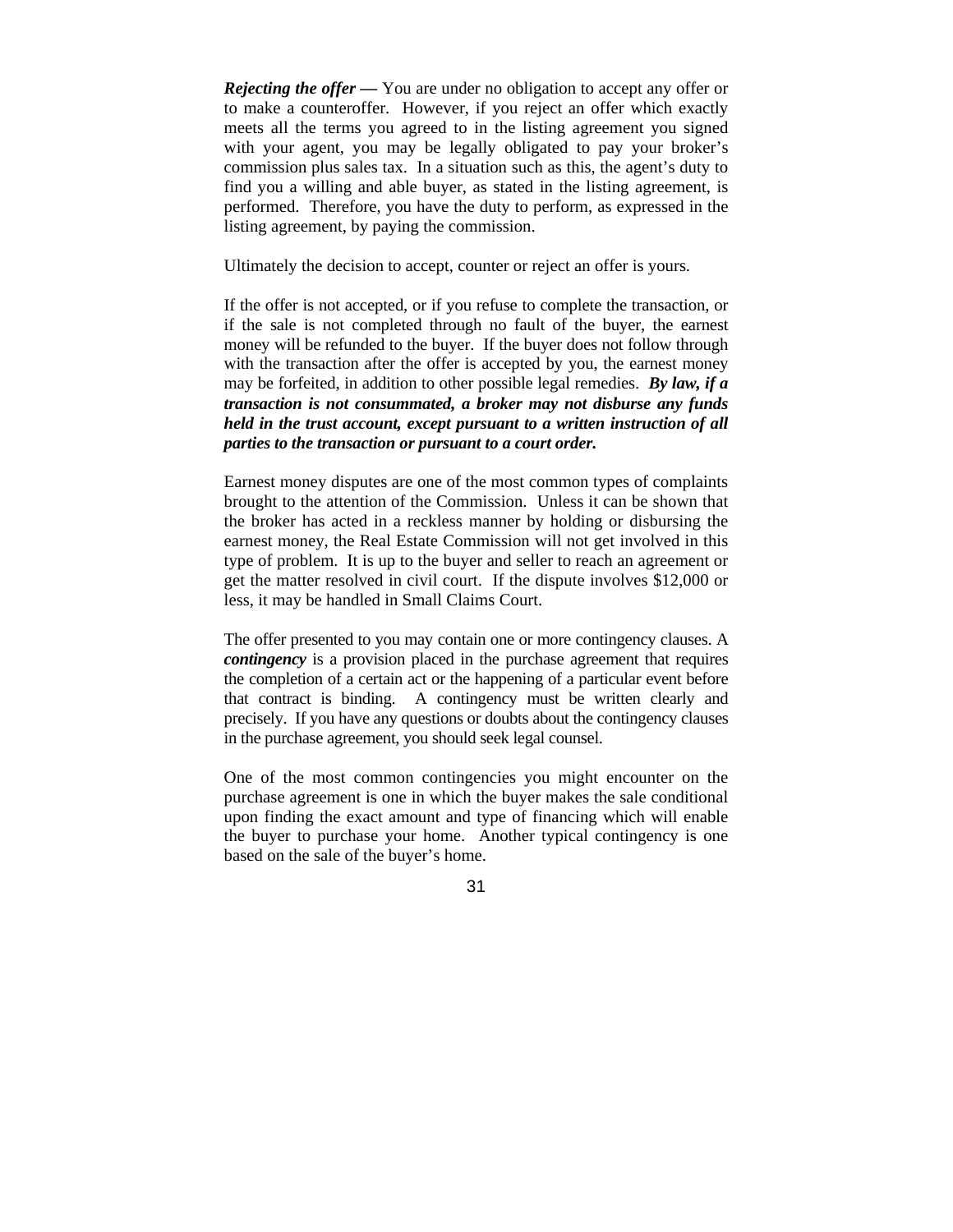***Rejecting the offer —*** You are under no obligation to accept any offer or to make a counteroffer. However, if you reject an offer which exactly meets all the terms you agreed to in the listing agreement you signed with your agent, you may be legally obligated to pay your broker's commission plus sales tax. In a situation such as this, the agent's duty to find you a willing and able buyer, as stated in the listing agreement, is performed. Therefore, you have the duty to perform, as expressed in the listing agreement, by paying the commission.

Ultimately the decision to accept, counter or reject an offer is yours.

If the offer is not accepted, or if you refuse to complete the transaction, or if the sale is not completed through no fault of the buyer, the earnest money will be refunded to the buyer. If the buyer does not follow through with the transaction after the offer is accepted by you, the earnest money may be forfeited, in addition to other possible legal remedies. ***By law, if a transaction is not consummated, a broker may not disburse any funds held in the trust account, except pursuant to a written instruction of all parties to the transaction or pursuant to a court order.***

Earnest money disputes are one of the most common types of complaints brought to the attention of the Commission. Unless it can be shown that the broker has acted in a reckless manner by holding or disbursing the earnest money, the Real Estate Commission will not get involved in this type of problem. It is up to the buyer and seller to reach an agreement or get the matter resolved in civil court. If the dispute involves $12,000 or less, it may be handled in Small Claims Court.

The offer presented to you may contain one or more contingency clauses. A ***contingency*** is a provision placed in the purchase agreement that requires the completion of a certain act or the happening of a particular event before that contract is binding. A contingency must be written clearly and precisely. If you have any questions or doubts about the contingency clauses in the purchase agreement, you should seek legal counsel.

One of the most common contingencies you might encounter on the purchase agreement is one in which the buyer makes the sale conditional upon finding the exact amount and type of financing which will enable the buyer to purchase your home. Another typical contingency is one based on the sale of the buyer's home.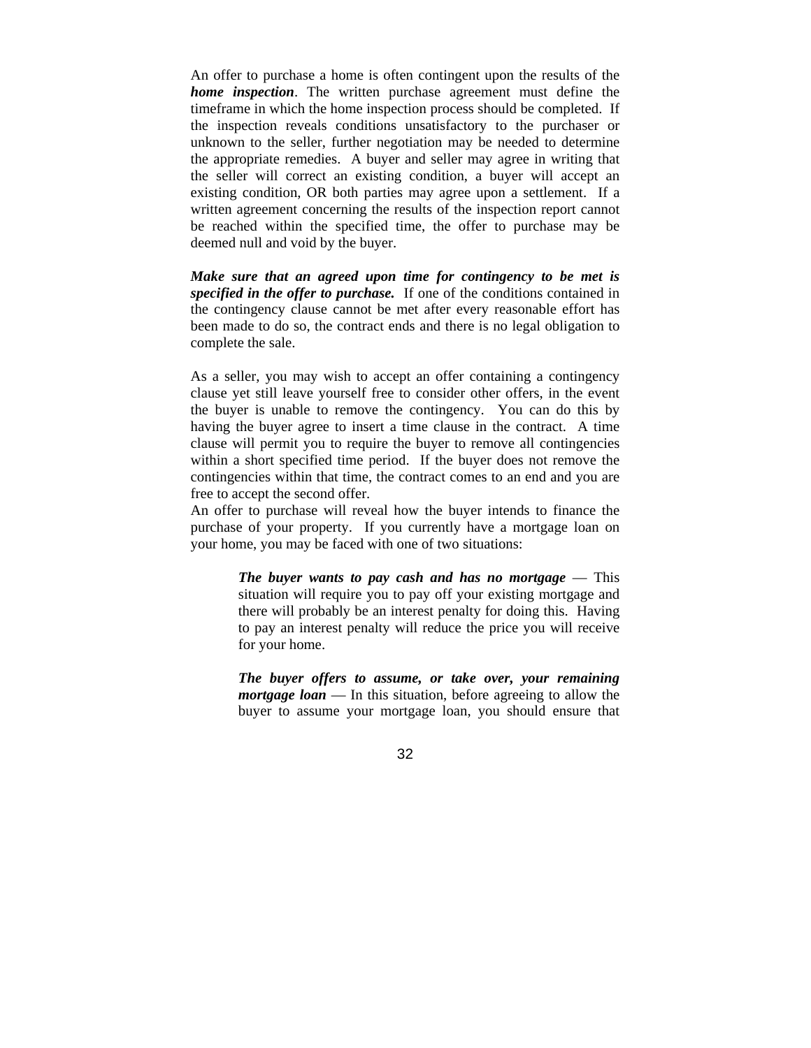An offer to purchase a home is often contingent upon the results of the ***home inspection***. The written purchase agreement must define the timeframe in which the home inspection process should be completed. If the inspection reveals conditions unsatisfactory to the purchaser or unknown to the seller, further negotiation may be needed to determine the appropriate remedies. A buyer and seller may agree in writing that the seller will correct an existing condition, a buyer will accept an existing condition, OR both parties may agree upon a settlement. If a written agreement concerning the results of the inspection report cannot be reached within the specified time, the offer to purchase may be deemed null and void by the buyer.

***Make sure that an agreed upon time for contingency to be met is specified in the offer to purchase.*** If one of the conditions contained in the contingency clause cannot be met after every reasonable effort has been made to do so, the contract ends and there is no legal obligation to complete the sale.

As a seller, you may wish to accept an offer containing a contingency clause yet still leave yourself free to consider other offers, in the event the buyer is unable to remove the contingency. You can do this by having the buyer agree to insert a time clause in the contract. A time clause will permit you to require the buyer to remove all contingencies within a short specified time period. If the buyer does not remove the contingencies within that time, the contract comes to an end and you are free to accept the second offer.
An offer to purchase will reveal how the buyer intends to finance the purchase of your property. If you currently have a mortgage loan on your home, you may be faced with one of two situations:

> ***The buyer wants to pay cash and has no mortgage*** — This situation will require you to pay off your existing mortgage and there will probably be an interest penalty for doing this. Having to pay an interest penalty will reduce the price you will receive for your home.
>
> ***The buyer offers to assume, or take over, your remaining mortgage loan*** — In this situation, before agreeing to allow the buyer to assume your mortgage loan, you should ensure that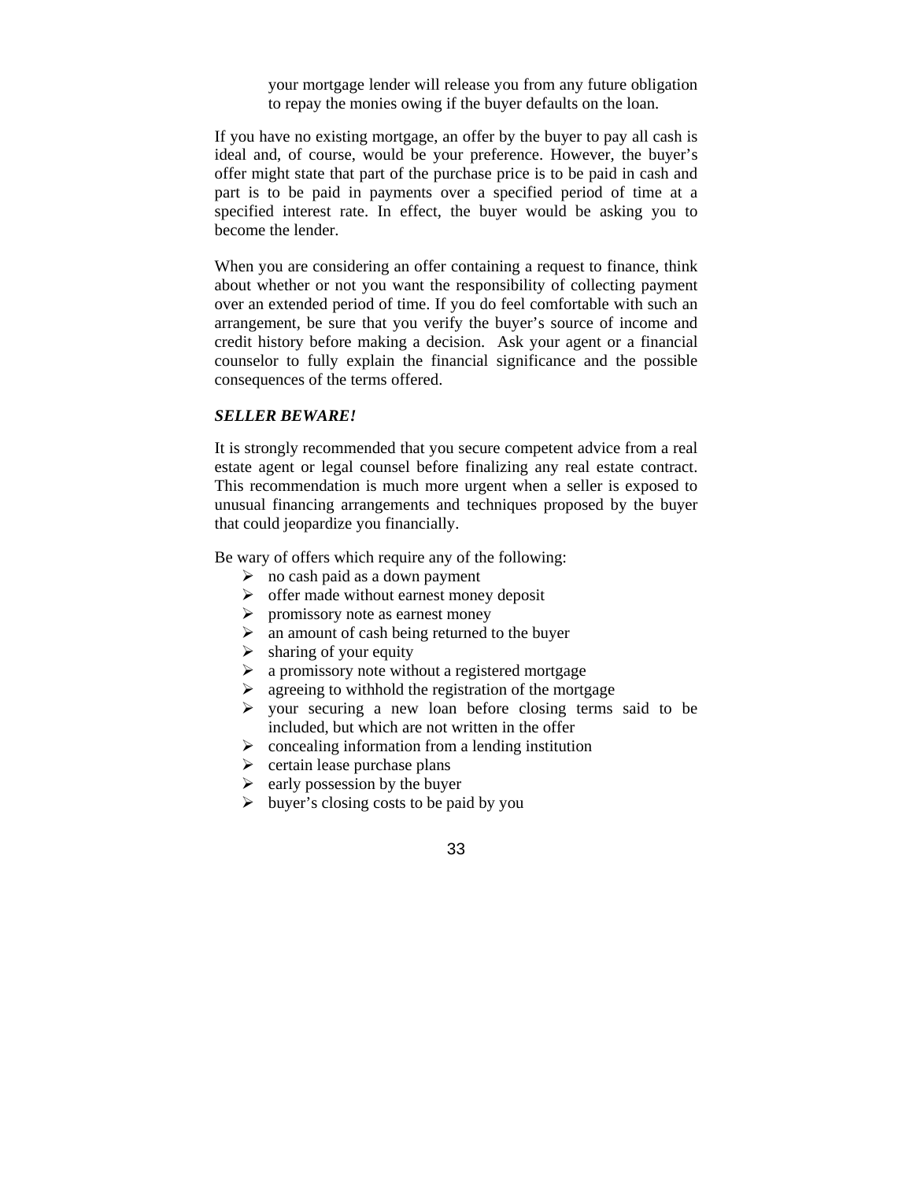your mortgage lender will release you from any future obligation to repay the monies owing if the buyer defaults on the loan.

If you have no existing mortgage, an offer by the buyer to pay all cash is ideal and, of course, would be your preference. However, the buyer's offer might state that part of the purchase price is to be paid in cash and part is to be paid in payments over a specified period of time at a specified interest rate. In effect, the buyer would be asking you to become the lender.

When you are considering an offer containing a request to finance, think about whether or not you want the responsibility of collecting payment over an extended period of time. If you do feel comfortable with such an arrangement, be sure that you verify the buyer's source of income and credit history before making a decision. Ask your agent or a financial counselor to fully explain the financial significance and the possible consequences of the terms offered.

***SELLER BEWARE!***

It is strongly recommended that you secure competent advice from a real estate agent or legal counsel before finalizing any real estate contract. This recommendation is much more urgent when a seller is exposed to unusual financing arrangements and techniques proposed by the buyer that could jeopardize you financially.

Be wary of offers which require any of the following:

- no cash paid as a down payment
- offer made without earnest money deposit
- promissory note as earnest money
- an amount of cash being returned to the buyer
- sharing of your equity
- a promissory note without a registered mortgage
- agreeing to withhold the registration of the mortgage
- your securing a new loan before closing terms said to be included, but which are not written in the offer
- concealing information from a lending institution
- certain lease purchase plans
- early possession by the buyer
- buyer's closing costs to be paid by you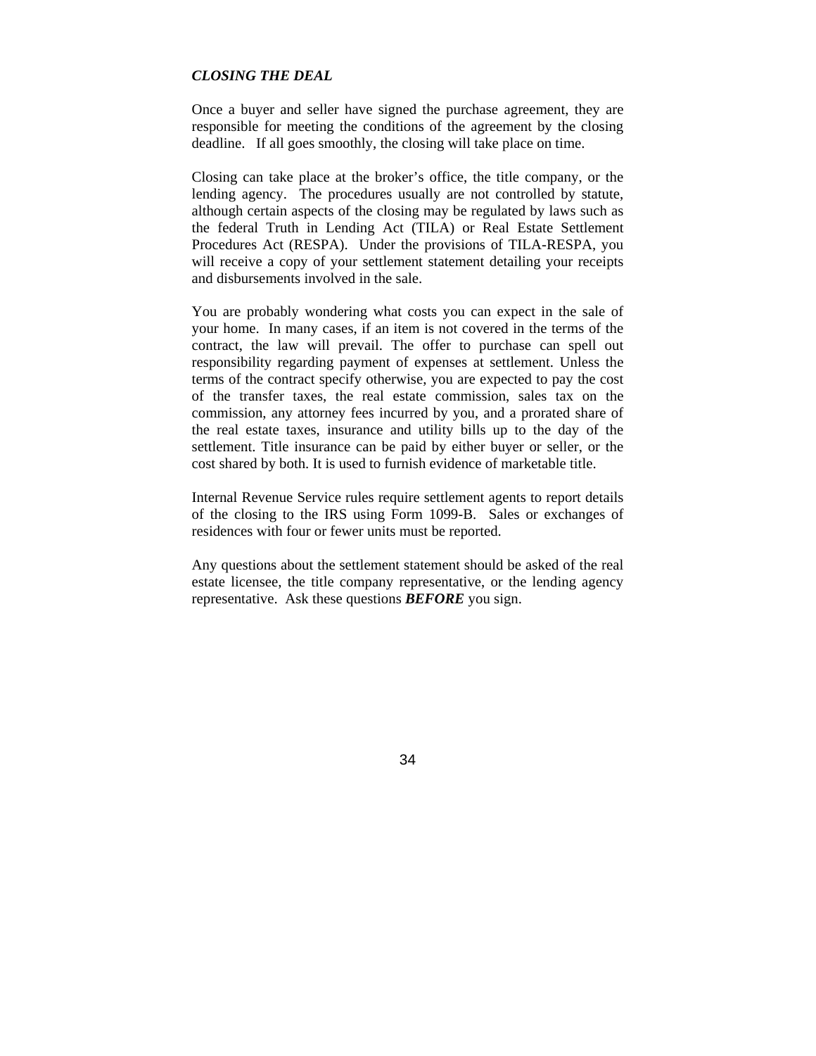***CLOSING THE DEAL***

Once a buyer and seller have signed the purchase agreement, they are responsible for meeting the conditions of the agreement by the closing deadline. If all goes smoothly, the closing will take place on time.

Closing can take place at the broker's office, the title company, or the lending agency. The procedures usually are not controlled by statute, although certain aspects of the closing may be regulated by laws such as the federal Truth in Lending Act (TILA) or Real Estate Settlement Procedures Act (RESPA). Under the provisions of TILA-RESPA, you will receive a copy of your settlement statement detailing your receipts and disbursements involved in the sale.

You are probably wondering what costs you can expect in the sale of your home. In many cases, if an item is not covered in the terms of the contract, the law will prevail. The offer to purchase can spell out responsibility regarding payment of expenses at settlement. Unless the terms of the contract specify otherwise, you are expected to pay the cost of the transfer taxes, the real estate commission, sales tax on the commission, any attorney fees incurred by you, and a prorated share of the real estate taxes, insurance and utility bills up to the day of the settlement. Title insurance can be paid by either buyer or seller, or the cost shared by both. It is used to furnish evidence of marketable title.

Internal Revenue Service rules require settlement agents to report details of the closing to the IRS using Form 1099-B. Sales or exchanges of residences with four or fewer units must be reported.

Any questions about the settlement statement should be asked of the real estate licensee, the title company representative, or the lending agency representative. Ask these questions ***BEFORE*** you sign.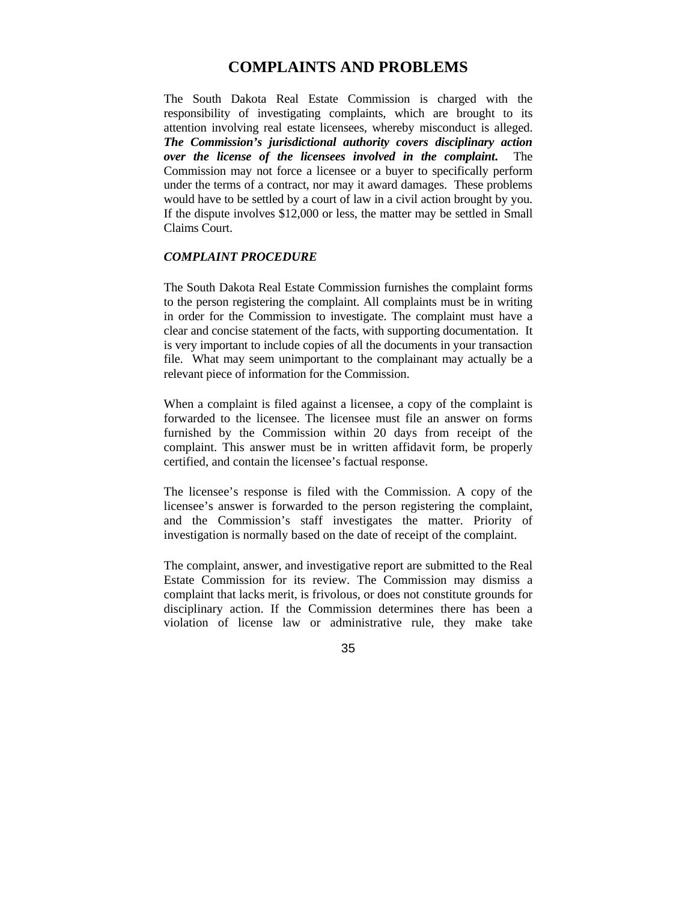# COMPLAINTS AND PROBLEMS

The South Dakota Real Estate Commission is charged with the responsibility of investigating complaints, which are brought to its attention involving real estate licensees, whereby misconduct is alleged. ***The Commission's jurisdictional authority covers disciplinary action over the license of the licensees involved in the complaint.*** The Commission may not force a licensee or a buyer to specifically perform under the terms of a contract, nor may it award damages. These problems would have to be settled by a court of law in a civil action brought by you. If the dispute involves $12,000 or less, the matter may be settled in Small Claims Court.

### *COMPLAINT PROCEDURE*

The South Dakota Real Estate Commission furnishes the complaint forms to the person registering the complaint. All complaints must be in writing in order for the Commission to investigate. The complaint must have a clear and concise statement of the facts, with supporting documentation. It is very important to include copies of all the documents in your transaction file. What may seem unimportant to the complainant may actually be a relevant piece of information for the Commission.

When a complaint is filed against a licensee, a copy of the complaint is forwarded to the licensee. The licensee must file an answer on forms furnished by the Commission within 20 days from receipt of the complaint. This answer must be in written affidavit form, be properly certified, and contain the licensee's factual response.

The licensee's response is filed with the Commission. A copy of the licensee's answer is forwarded to the person registering the complaint, and the Commission's staff investigates the matter. Priority of investigation is normally based on the date of receipt of the complaint.

The complaint, answer, and investigative report are submitted to the Real Estate Commission for its review. The Commission may dismiss a complaint that lacks merit, is frivolous, or does not constitute grounds for disciplinary action. If the Commission determines there has been a violation of license law or administrative rule, they make take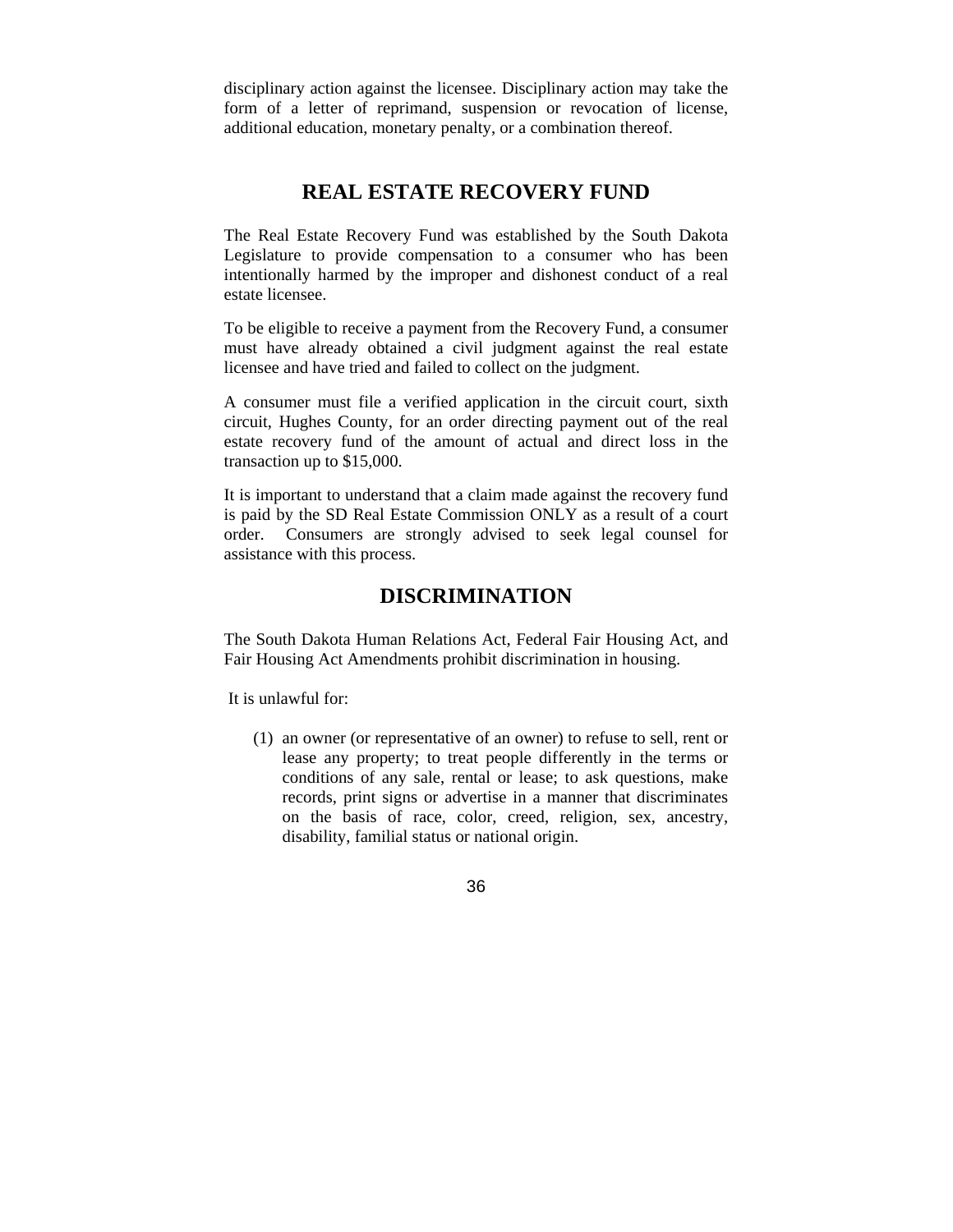disciplinary action against the licensee. Disciplinary action may take the form of a letter of reprimand, suspension or revocation of license, additional education, monetary penalty, or a combination thereof.

## REAL ESTATE RECOVERY FUND

The Real Estate Recovery Fund was established by the South Dakota Legislature to provide compensation to a consumer who has been intentionally harmed by the improper and dishonest conduct of a real estate licensee.

To be eligible to receive a payment from the Recovery Fund, a consumer must have already obtained a civil judgment against the real estate licensee and have tried and failed to collect on the judgment.

A consumer must file a verified application in the circuit court, sixth circuit, Hughes County, for an order directing payment out of the real estate recovery fund of the amount of actual and direct loss in the transaction up to $15,000.

It is important to understand that a claim made against the recovery fund is paid by the SD Real Estate Commission ONLY as a result of a court order. Consumers are strongly advised to seek legal counsel for assistance with this process.

## DISCRIMINATION

The South Dakota Human Relations Act, Federal Fair Housing Act, and Fair Housing Act Amendments prohibit discrimination in housing.

It is unlawful for:

(1) an owner (or representative of an owner) to refuse to sell, rent or lease any property; to treat people differently in the terms or conditions of any sale, rental or lease; to ask questions, make records, print signs or advertise in a manner that discriminates on the basis of race, color, creed, religion, sex, ancestry, disability, familial status or national origin.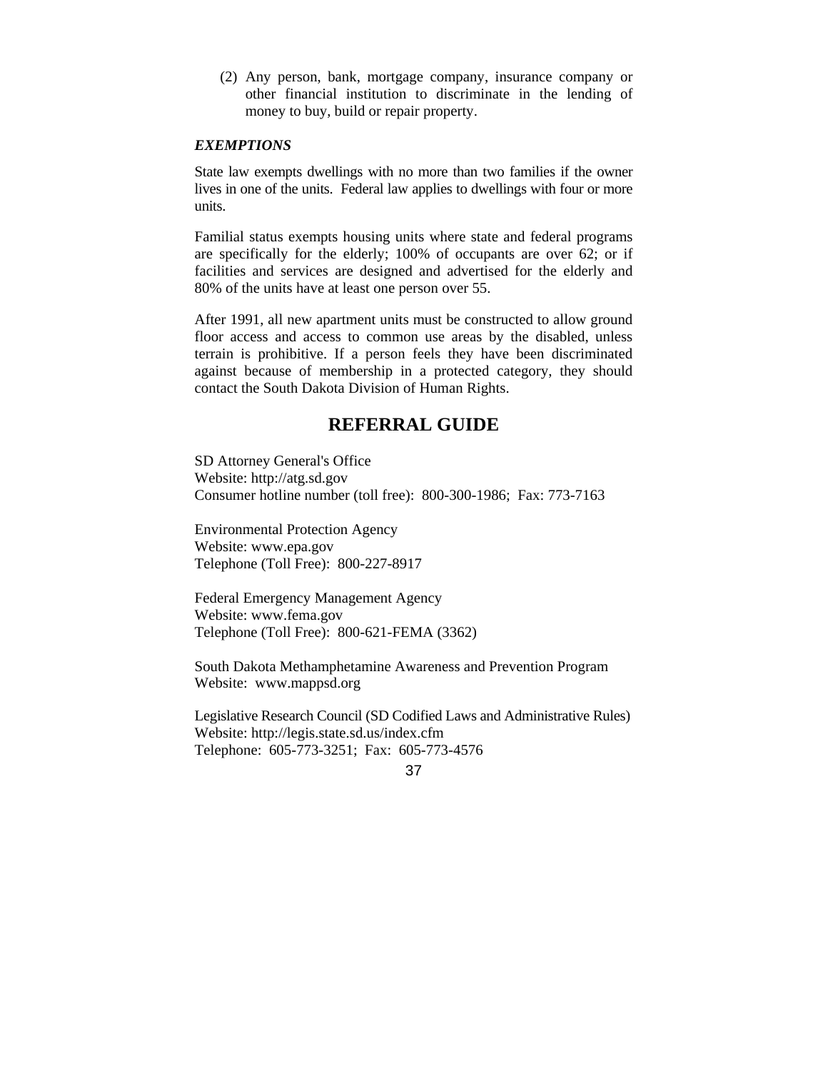(2) Any person, bank, mortgage company, insurance company or other financial institution to discriminate in the lending of money to buy, build or repair property.

***EXEMPTIONS***

State law exempts dwellings with no more than two families if the owner lives in one of the units. Federal law applies to dwellings with four or more units.

Familial status exempts housing units where state and federal programs are specifically for the elderly; 100% of occupants are over 62; or if facilities and services are designed and advertised for the elderly and 80% of the units have at least one person over 55.

After 1991, all new apartment units must be constructed to allow ground floor access and access to common use areas by the disabled, unless terrain is prohibitive. If a person feels they have been discriminated against because of membership in a protected category, they should contact the South Dakota Division of Human Rights.

## REFERRAL GUIDE

SD Attorney General's Office
Website: http://atg.sd.gov
Consumer hotline number (toll free): 800-300-1986; Fax: 773-7163

Environmental Protection Agency
Website: www.epa.gov
Telephone (Toll Free): 800-227-8917

Federal Emergency Management Agency
Website: www.fema.gov
Telephone (Toll Free): 800-621-FEMA (3362)

South Dakota Methamphetamine Awareness and Prevention Program
Website: www.mappsd.org

Legislative Research Council (SD Codified Laws and Administrative Rules)
Website: http://legis.state.sd.us/index.cfm
Telephone: 605-773-3251; Fax: 605-773-4576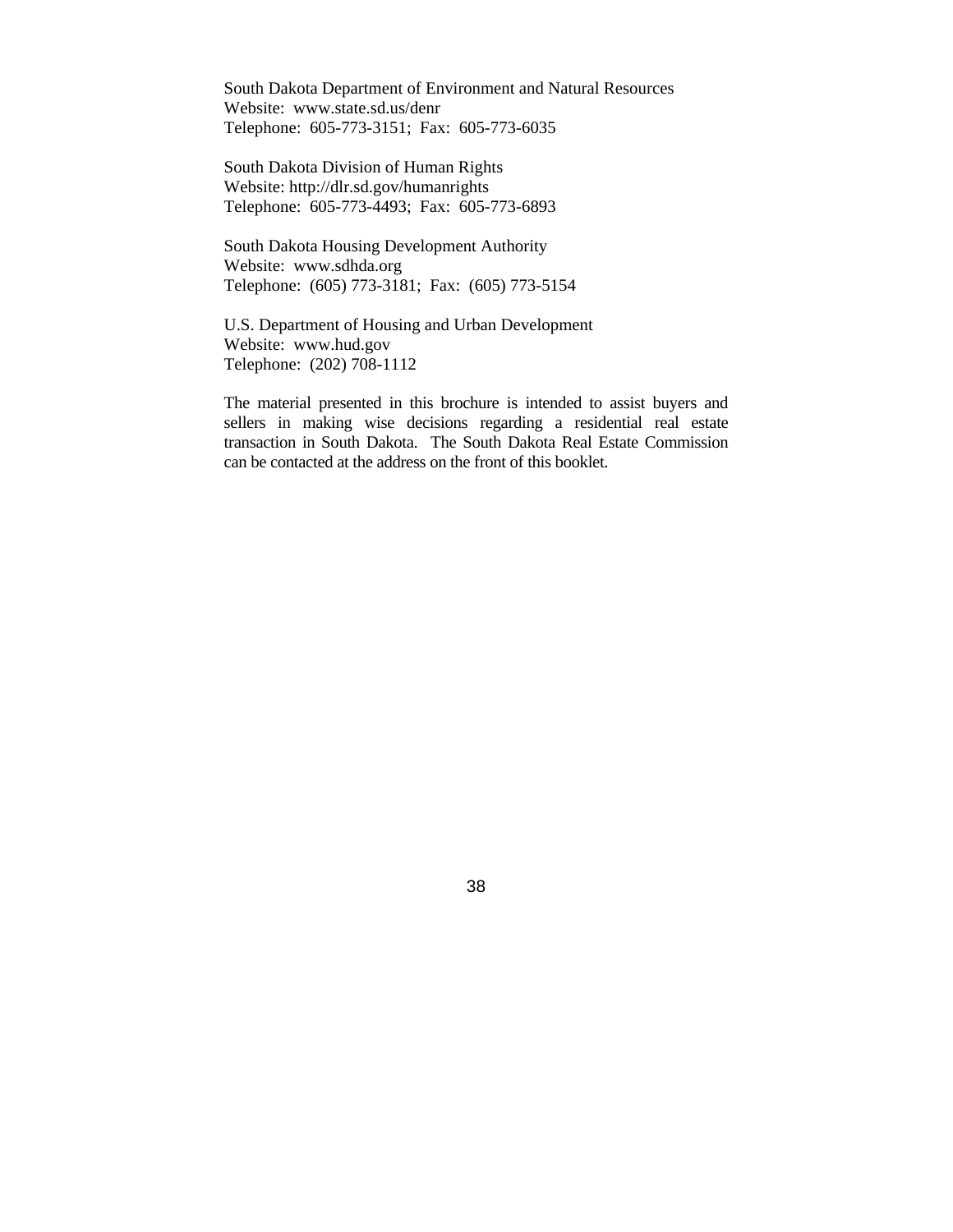South Dakota Department of Environment and Natural Resources
Website: www.state.sd.us/denr
Telephone: 605-773-3151; Fax: 605-773-6035

South Dakota Division of Human Rights
Website: http://dlr.sd.gov/humanrights
Telephone: 605-773-4493; Fax: 605-773-6893

South Dakota Housing Development Authority
Website: www.sdhda.org
Telephone: (605) 773-3181; Fax: (605) 773-5154

U.S. Department of Housing and Urban Development
Website: www.hud.gov
Telephone: (202) 708-1112

The material presented in this brochure is intended to assist buyers and sellers in making wise decisions regarding a residential real estate transaction in South Dakota. The South Dakota Real Estate Commission can be contacted at the address on the front of this booklet.